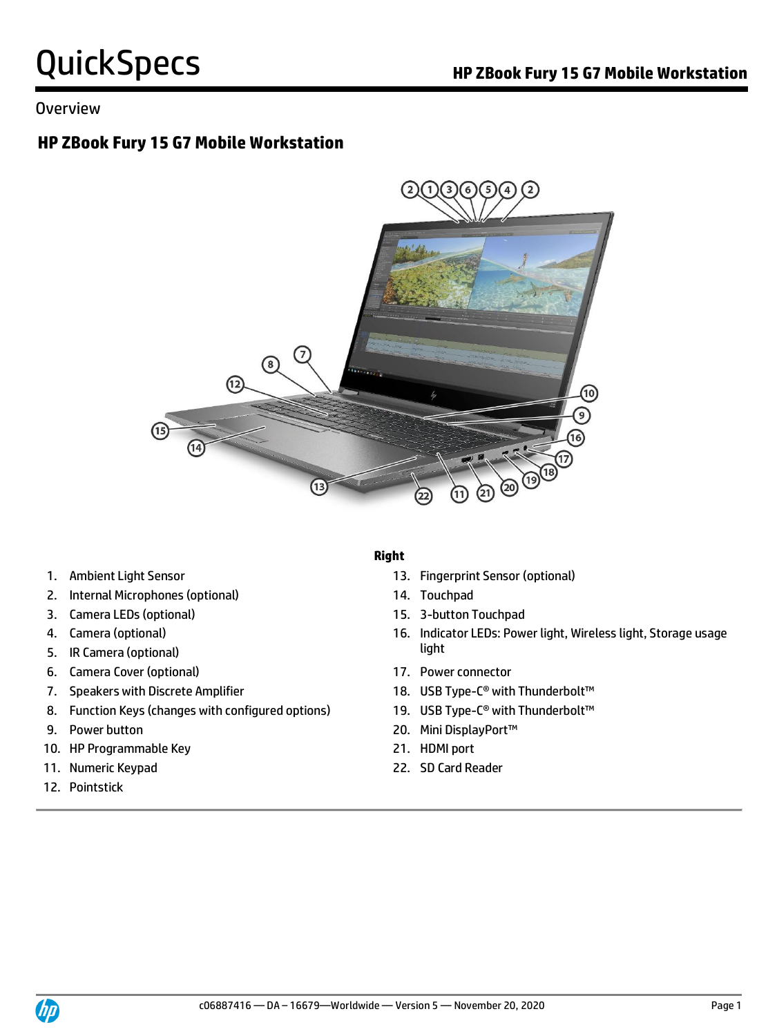# QuickSpecs

## HP ZBook Fury 15 G7 Mobile Workstation

Overview

### HP ZBook Fury 15 G7 Mobile Workstation

1. Ambient Light Sensor
2. Internal Microphones (optional)
3. Camera LEDs (optional)
4. Camera (optional)
5. IR Camera (optional)
6. Camera Cover (optional)
7. Speakers with Discrete Amplifier
8. Function Keys (changes with configured options)
9. Power button
10. HP Programmable Key
11. Numeric Keypad
12. Pointstick

**Right**

13. Fingerprint Sensor (optional)
14. Touchpad
15. 3-button Touchpad
16. Indicator LEDs: Power light, Wireless light, Storage usage light
17. Power connector
18. USB Type-C® with Thunderbolt™
19. USB Type-C® with Thunderbolt™
20. Mini DisplayPort™
21. HDMI port
22. SD Card Reader

c06887416 — DA – 16679—Worldwide — Version 5 — November 20, 2020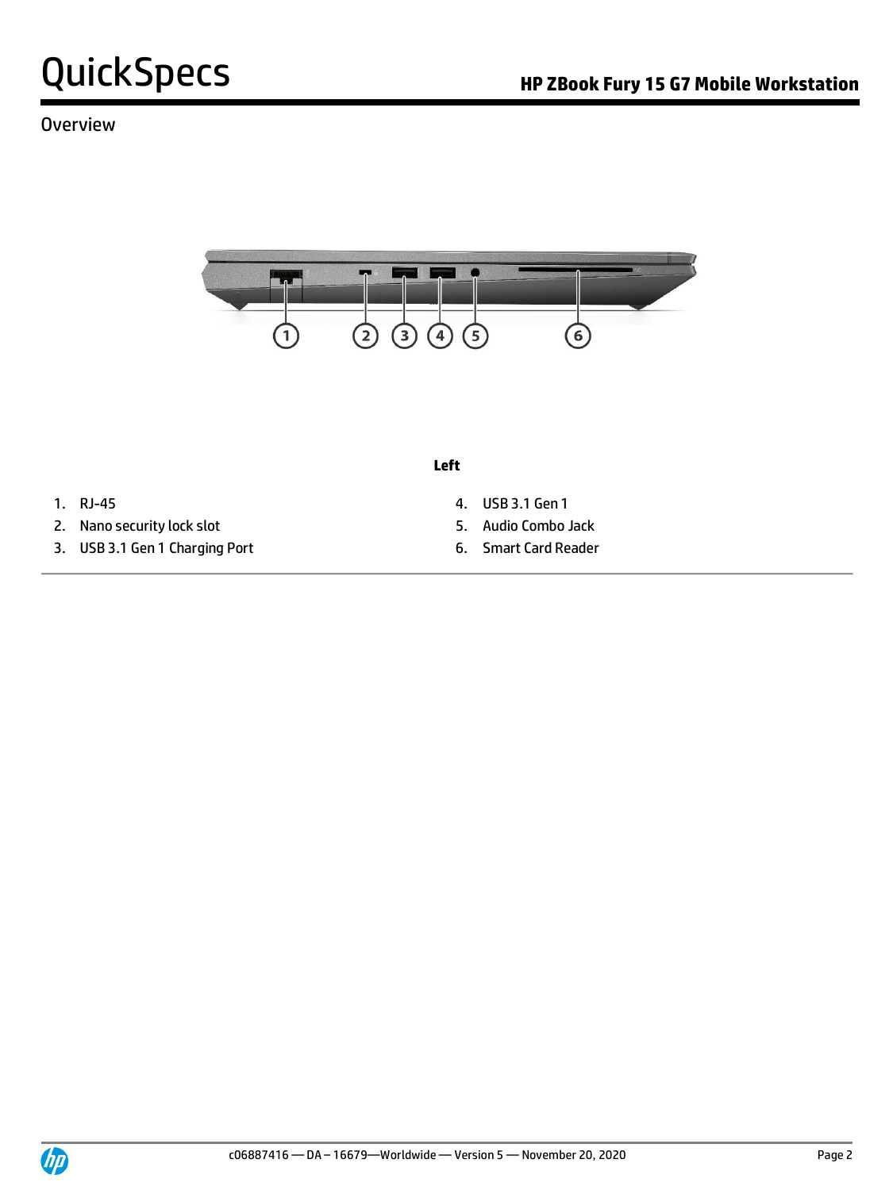## Overview

**Left**

1. RJ-45
2. Nano security lock slot
3. USB 3.1 Gen 1 Charging Port
4. USB 3.1 Gen 1
5. Audio Combo Jack
6. Smart Card Reader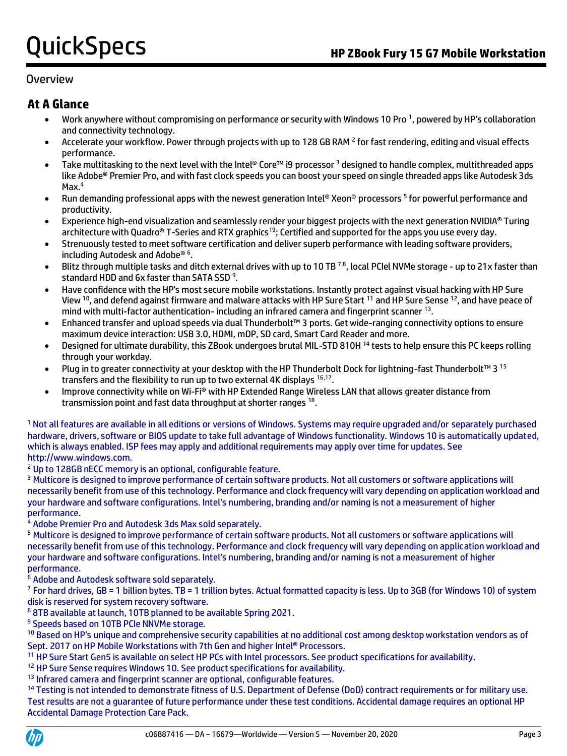## Overview

### At A Glance

- Work anywhere without compromising on performance or security with Windows 10 Pro [1], powered by HP's collaboration and connectivity technology.
- Accelerate your workflow. Power through projects with up to 128 GB RAM [2] for fast rendering, editing and visual effects performance.
- Take multitasking to the next level with the Intel® Core™ i9 processor [3] designed to handle complex, multithreaded apps like Adobe® Premier Pro, and with fast clock speeds you can boost your speed on single threaded apps like Autodesk 3ds Max.[4]
- Run demanding professional apps with the newest generation Intel® Xeon® processors [5] for powerful performance and productivity.
- Experience high-end visualization and seamlessly render your biggest projects with the next generation NVIDIA® Turing architecture with Quadro® T-Series and RTX graphics[19]; Certified and supported for the apps you use every day.
- Strenuously tested to meet software certification and deliver superb performance with leading software providers, including Autodesk and Adobe® [6].
- Blitz through multiple tasks and ditch external drives with up to 10 TB [7,8], local PCIel NVMe storage - up to 21x faster than standard HDD and 6x faster than SATA SSD [9].
- Have confidence with the HP's most secure mobile workstations. Instantly protect against visual hacking with HP Sure View [10], and defend against firmware and malware attacks with HP Sure Start [11] and HP Sure Sense [12], and have peace of mind with multi-factor authentication- including an infrared camera and fingerprint scanner [13].
- Enhanced transfer and upload speeds via dual Thunderbolt™ 3 ports. Get wide-ranging connectivity options to ensure maximum device interaction: USB 3.0, HDMI, mDP, SD card, Smart Card Reader and more.
- Designed for ultimate durability, this ZBook undergoes brutal MIL-STD 810H [14] tests to help ensure this PC keeps rolling through your workday.
- Plug in to greater connectivity at your desktop with the HP Thunderbolt Dock for lightning-fast Thunderbolt™ 3 [15] transfers and the flexibility to run up to two external 4K displays [16,17].
- Improve connectivity while on Wi-Fi® with HP Extended Range Wireless LAN that allows greater distance from transmission point and fast data throughput at shorter ranges [18].

[1] Not all features are available in all editions or versions of Windows. Systems may require upgraded and/or separately purchased hardware, drivers, software or BIOS update to take full advantage of Windows functionality. Windows 10 is automatically updated, which is always enabled. ISP fees may apply and additional requirements may apply over time for updates. See http://www.windows.com.

[2] Up to 128GB nECC memory is an optional, configurable feature.

[3] Multicore is designed to improve performance of certain software products. Not all customers or software applications will necessarily benefit from use of this technology. Performance and clock frequency will vary depending on application workload and your hardware and software configurations. Intel's numbering, branding and/or naming is not a measurement of higher performance.

[4] Adobe Premier Pro and Autodesk 3ds Max sold separately.

[5] Multicore is designed to improve performance of certain software products. Not all customers or software applications will necessarily benefit from use of this technology. Performance and clock frequency will vary depending on application workload and your hardware and software configurations. Intel's numbering, branding and/or naming is not a measurement of higher performance.

[6] Adobe and Autodesk software sold separately.

[7] For hard drives, GB = 1 billion bytes. TB = 1 trillion bytes. Actual formatted capacity is less. Up to 3GB (for Windows 10) of system disk is reserved for system recovery software.

[8] 8TB available at launch, 10TB planned to be available Spring 2021.

[9] Speeds based on 10TB PCIe NNVMe storage.

[10] Based on HP's unique and comprehensive security capabilities at no additional cost among desktop workstation vendors as of Sept. 2017 on HP Mobile Workstations with 7th Gen and higher Intel® Processors.

[11] HP Sure Start Gen5 is available on select HP PCs with Intel processors. See product specifications for availability.

[12] HP Sure Sense requires Windows 10. See product specifications for availability.

[13] Infrared camera and fingerprint scanner are optional, configurable features.

[14] Testing is not intended to demonstrate fitness of U.S. Department of Defense (DoD) contract requirements or for military use. Test results are not a guarantee of future performance under these test conditions. Accidental damage requires an optional HP Accidental Damage Protection Care Pack.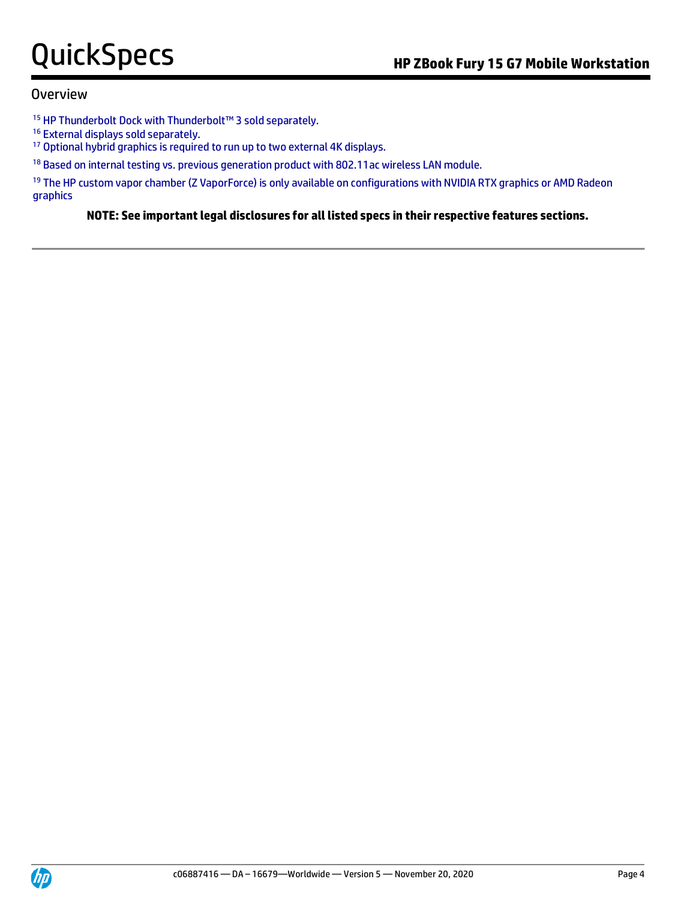## Overview

[15] HP Thunderbolt Dock with Thunderbolt™ 3 sold separately.

[16] External displays sold separately.

[17] Optional hybrid graphics is required to run up to two external 4K displays.

[18] Based on internal testing vs. previous generation product with 802.11ac wireless LAN module.

[19] The HP custom vapor chamber (Z VaporForce) is only available on configurations with NVIDIA RTX graphics or AMD Radeon graphics

**NOTE: See important legal disclosures for all listed specs in their respective features sections.**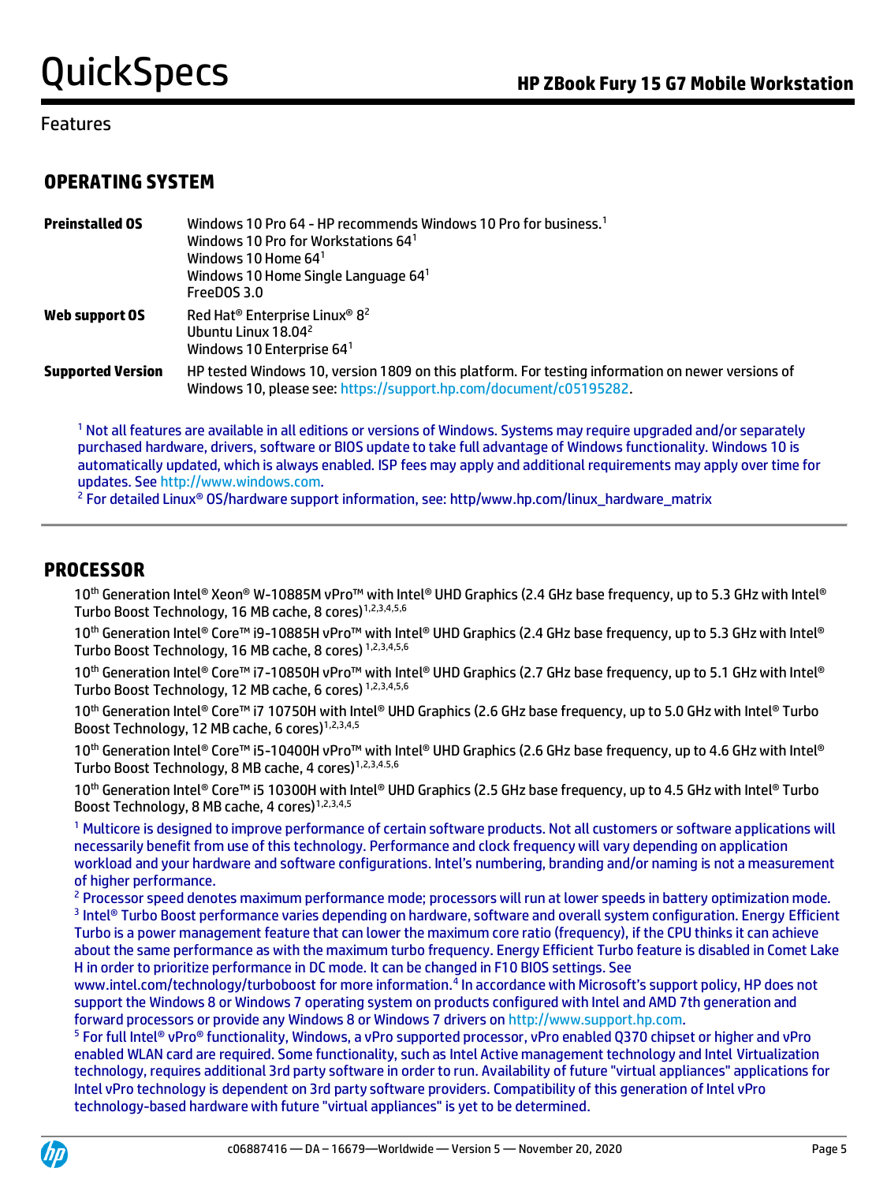## Features

### OPERATING SYSTEM

| | |
|---|---|
| **Preinstalled OS** | Windows 10 Pro 64 - HP recommends Windows 10 Pro for business.[1]<br>Windows 10 Pro for Workstations 64[1]<br>Windows 10 Home 64[1]<br>Windows 10 Home Single Language 64[1]<br>FreeDOS 3.0 |
| **Web support OS** | Red Hat® Enterprise Linux® 8[2]<br>Ubuntu Linux 18.04[2]<br>Windows 10 Enterprise 64[1] |
| **Supported Version** | HP tested Windows 10, version 1809 on this platform. For testing information on newer versions of Windows 10, please see: https://support.hp.com/document/c05195282. |

[1] Not all features are available in all editions or versions of Windows. Systems may require upgraded and/or separately purchased hardware, drivers, software or BIOS update to take full advantage of Windows functionality. Windows 10 is automatically updated, which is always enabled. ISP fees may apply and additional requirements may apply over time for updates. See http://www.windows.com.
[2] For detailed Linux® OS/hardware support information, see: http/www.hp.com/linux_hardware_matrix

### PROCESSOR

10th Generation Intel® Xeon® W-10885M vPro™ with Intel® UHD Graphics (2.4 GHz base frequency, up to 5.3 GHz with Intel® Turbo Boost Technology, 16 MB cache, 8 cores)[1,2,3,4,5,6]

10th Generation Intel® Core™ i9-10885H vPro™ with Intel® UHD Graphics (2.4 GHz base frequency, up to 5.3 GHz with Intel® Turbo Boost Technology, 16 MB cache, 8 cores)[1,2,3,4,5,6]

10th Generation Intel® Core™ i7-10850H vPro™ with Intel® UHD Graphics (2.7 GHz base frequency, up to 5.1 GHz with Intel® Turbo Boost Technology, 12 MB cache, 6 cores)[1,2,3,4,5,6]

10th Generation Intel® Core™ i7 10750H with Intel® UHD Graphics (2.6 GHz base frequency, up to 5.0 GHz with Intel® Turbo Boost Technology, 12 MB cache, 6 cores)[1,2,3,4,5]

10th Generation Intel® Core™ i5-10400H vPro™ with Intel® UHD Graphics (2.6 GHz base frequency, up to 4.6 GHz with Intel® Turbo Boost Technology, 8 MB cache, 4 cores)[1,2,3,4,5,6]

10th Generation Intel® Core™ i5 10300H with Intel® UHD Graphics (2.5 GHz base frequency, up to 4.5 GHz with Intel® Turbo Boost Technology, 8 MB cache, 4 cores)[1,2,3,4,5]

[1] Multicore is designed to improve performance of certain software products. Not all customers or software applications will necessarily benefit from use of this technology. Performance and clock frequency will vary depending on application workload and your hardware and software configurations. Intel's numbering, branding and/or naming is not a measurement of higher performance.
[2] Processor speed denotes maximum performance mode; processors will run at lower speeds in battery optimization mode.
[3] Intel® Turbo Boost performance varies depending on hardware, software and overall system configuration. Energy Efficient Turbo is a power management feature that can lower the maximum core ratio (frequency), if the CPU thinks it can achieve about the same performance as with the maximum turbo frequency. Energy Efficient Turbo feature is disabled in Comet Lake H in order to prioritize performance in DC mode. It can be changed in F10 BIOS settings. See www.intel.com/technology/turboboost for more information.[4] In accordance with Microsoft's support policy, HP does not support the Windows 8 or Windows 7 operating system on products configured with Intel and AMD 7th generation and forward processors or provide any Windows 8 or Windows 7 drivers on http://www.support.hp.com.
[5] For full Intel® vPro® functionality, Windows, a vPro supported processor, vPro enabled Q370 chipset or higher and vPro enabled WLAN card are required. Some functionality, such as Intel Active management technology and Intel Virtualization technology, requires additional 3rd party software in order to run. Availability of future "virtual appliances" applications for Intel vPro technology is dependent on 3rd party software providers. Compatibility of this generation of Intel vPro technology-based hardware with future "virtual appliances" is yet to be determined.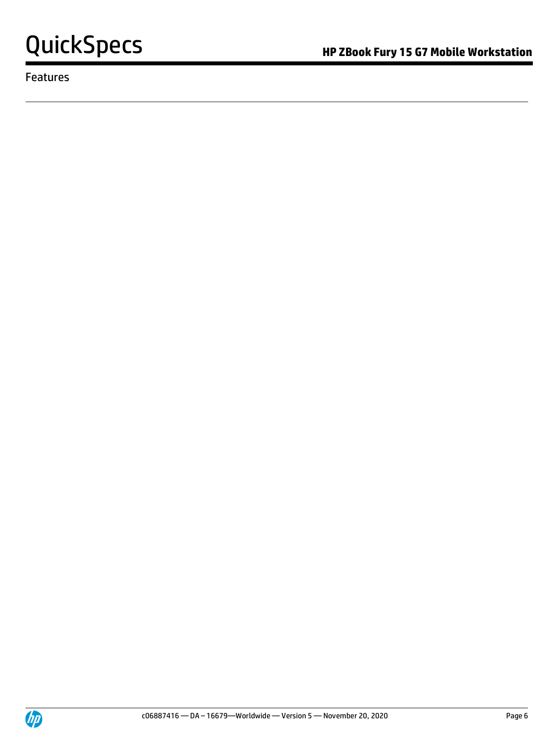Features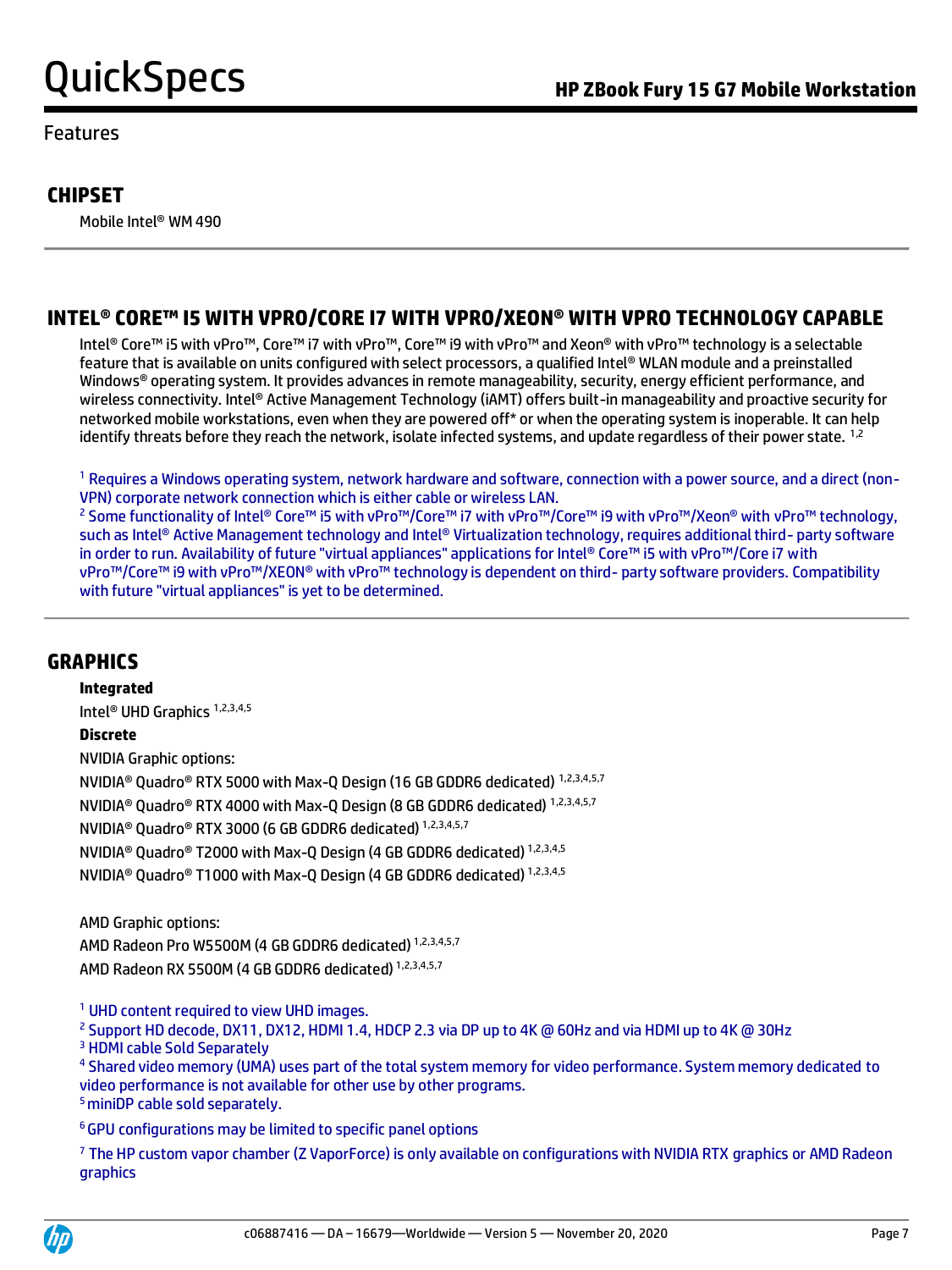Features

## CHIPSET

Mobile Intel® WM 490

## INTEL® CORE™ I5 WITH VPRO/CORE I7 WITH VPRO/XEON® WITH VPRO TECHNOLOGY CAPABLE

Intel® Core™ i5 with vPro™, Core™ i7 with vPro™, Core™ i9 with vPro™ and Xeon® with vPro™ technology is a selectable feature that is available on units configured with select processors, a qualified Intel® WLAN module and a preinstalled Windows® operating system. It provides advances in remote manageability, security, energy efficient performance, and wireless connectivity. Intel® Active Management Technology (iAMT) offers built-in manageability and proactive security for networked mobile workstations, even when they are powered off* or when the operating system is inoperable. It can help identify threats before they reach the network, isolate infected systems, and update regardless of their power state. [1,2]

[1] Requires a Windows operating system, network hardware and software, connection with a power source, and a direct (non-VPN) corporate network connection which is either cable or wireless LAN.
[2] Some functionality of Intel® Core™ i5 with vPro™/Core™ i7 with vPro™/Core™ i9 with vPro™/Xeon® with vPro™ technology, such as Intel® Active Management technology and Intel® Virtualization technology, requires additional third- party software in order to run. Availability of future "virtual appliances" applications for Intel® Core™ i5 with vPro™/Core i7 with vPro™/Core™ i9 with vPro™/XEON® with vPro™ technology is dependent on third- party software providers. Compatibility with future "virtual appliances" is yet to be determined.

## GRAPHICS

**Integrated**

Intel® UHD Graphics [1,2,3,4,5]

**Discrete**

NVIDIA Graphic options:

NVIDIA® Quadro® RTX 5000 with Max-Q Design (16 GB GDDR6 dedicated) [1,2,3,4,5,7]
NVIDIA® Quadro® RTX 4000 with Max-Q Design (8 GB GDDR6 dedicated) [1,2,3,4,5,7]
NVIDIA® Quadro® RTX 3000 (6 GB GDDR6 dedicated) [1,2,3,4,5,7]
NVIDIA® Quadro® T2000 with Max-Q Design (4 GB GDDR6 dedicated) [1,2,3,4,5]
NVIDIA® Quadro® T1000 with Max-Q Design (4 GB GDDR6 dedicated) [1,2,3,4,5]

AMD Graphic options:

AMD Radeon Pro W5500M (4 GB GDDR6 dedicated) [1,2,3,4,5,7]
AMD Radeon RX 5500M (4 GB GDDR6 dedicated) [1,2,3,4,5,7]

[1] UHD content required to view UHD images.
[2] Support HD decode, DX11, DX12, HDMI 1.4, HDCP 2.3 via DP up to 4K @ 60Hz and via HDMI up to 4K @ 30Hz
[3] HDMI cable Sold Separately
[4] Shared video memory (UMA) uses part of the total system memory for video performance. System memory dedicated to video performance is not available for other use by other programs.
[5] miniDP cable sold separately.
[6] GPU configurations may be limited to specific panel options
[7] The HP custom vapor chamber (Z VaporForce) is only available on configurations with NVIDIA RTX graphics or AMD Radeon graphics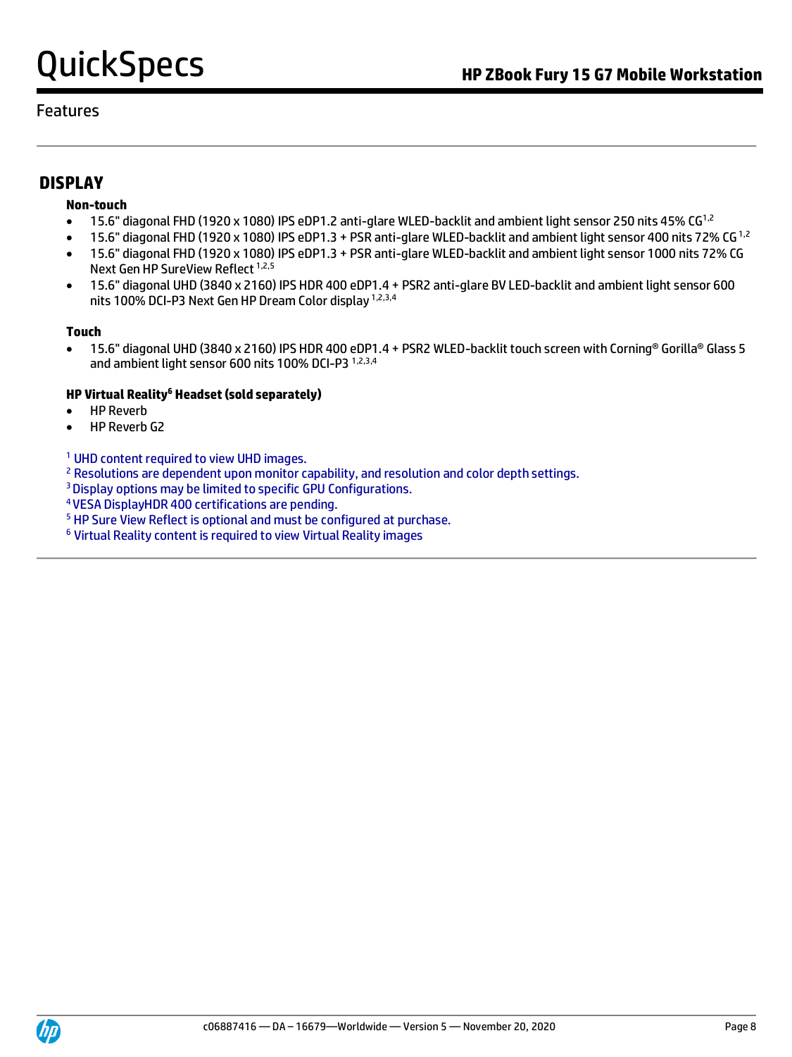## Features

## DISPLAY

**Non-touch**

- 15.6" diagonal FHD (1920 x 1080) IPS eDP1.2 anti-glare WLED-backlit and ambient light sensor 250 nits 45% CG[1,2]
- 15.6" diagonal FHD (1920 x 1080) IPS eDP1.3 + PSR anti-glare WLED-backlit and ambient light sensor 400 nits 72% CG [1,2]
- 15.6" diagonal FHD (1920 x 1080) IPS eDP1.3 + PSR anti-glare WLED-backlit and ambient light sensor 1000 nits 72% CG Next Gen HP SureView Reflect [1,2,5]
- 15.6" diagonal UHD (3840 x 2160) IPS HDR 400 eDP1.4 + PSR2 anti-glare BV LED-backlit and ambient light sensor 600 nits 100% DCI-P3 Next Gen HP Dream Color display [1,2,3,4]

**Touch**

- 15.6" diagonal UHD (3840 x 2160) IPS HDR 400 eDP1.4 + PSR2 WLED-backlit touch screen with Corning® Gorilla® Glass 5 and ambient light sensor 600 nits 100% DCI-P3 [1,2,3,4]

**HP Virtual Reality[6] Headset (sold separately)**

- HP Reverb
- HP Reverb G2

[1] UHD content required to view UHD images.
[2] Resolutions are dependent upon monitor capability, and resolution and color depth settings.
[3] Display options may be limited to specific GPU Configurations.
[4] VESA DisplayHDR 400 certifications are pending.
[5] HP Sure View Reflect is optional and must be configured at purchase.
[6] Virtual Reality content is required to view Virtual Reality images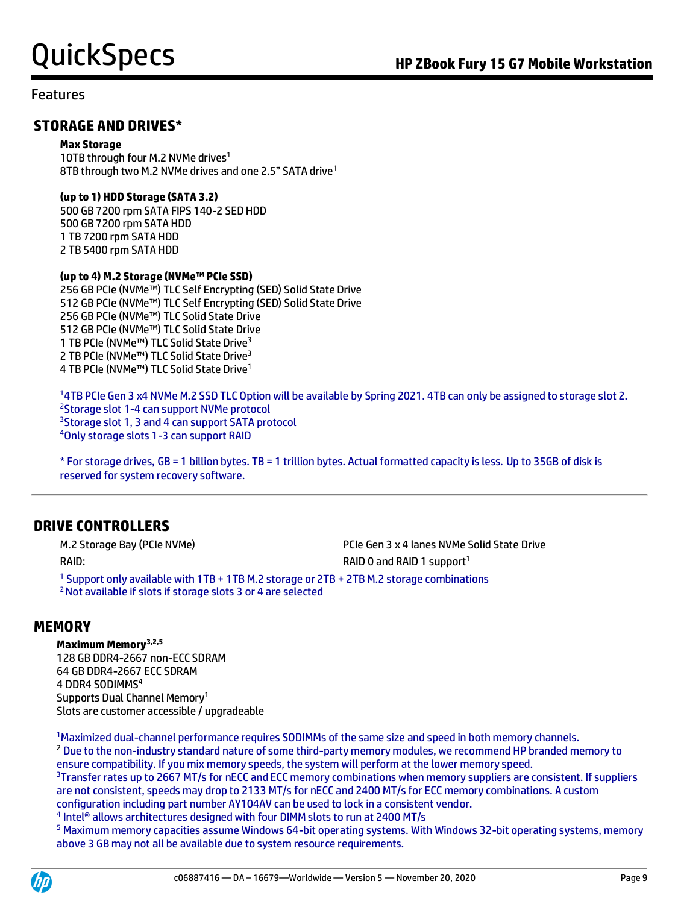## Features

### STORAGE AND DRIVES*

**Max Storage**
10TB through four M.2 NVMe drives[1]
8TB through two M.2 NVMe drives and one 2.5" SATA drive[1]

**(up to 1) HDD Storage (SATA 3.2)**
500 GB 7200 rpm SATA FIPS 140-2 SED HDD
500 GB 7200 rpm SATA HDD
1 TB 7200 rpm SATA HDD
2 TB 5400 rpm SATA HDD

**(up to 4) M.2 Storage (NVMe™ PCIe SSD)**
256 GB PCIe (NVMe™) TLC Self Encrypting (SED) Solid State Drive
512 GB PCIe (NVMe™) TLC Self Encrypting (SED) Solid State Drive
256 GB PCIe (NVMe™) TLC Solid State Drive
512 GB PCIe (NVMe™) TLC Solid State Drive
1 TB PCIe (NVMe™) TLC Solid State Drive[3]
2 TB PCIe (NVMe™) TLC Solid State Drive[3]
4 TB PCIe (NVMe™) TLC Solid State Drive[1]

[1]4TB PCIe Gen 3 x4 NVMe M.2 SSD TLC Option will be available by Spring 2021. 4TB can only be assigned to storage slot 2.
[2]Storage slot 1-4 can support NVMe protocol
[3]Storage slot 1, 3 and 4 can support SATA protocol
[4]Only storage slots 1-3 can support RAID

* For storage drives, GB = 1 billion bytes. TB = 1 trillion bytes. Actual formatted capacity is less. Up to 35GB of disk is reserved for system recovery software.

### DRIVE CONTROLLERS

| | |
|---|---|
| M.2 Storage Bay (PCIe NVMe) | PCIe Gen 3 x 4 lanes NVMe Solid State Drive |
| RAID: | RAID 0 and RAID 1 support[1] |

[1] Support only available with 1TB + 1TB M.2 storage or 2TB + 2TB M.2 storage combinations
[2] Not available if slots if storage slots 3 or 4 are selected

### MEMORY

**Maximum Memory[3,2,5]**
128 GB DDR4-2667 non-ECC SDRAM
64 GB DDR4-2667 ECC SDRAM
4 DDR4 SODIMMS[4]
Supports Dual Channel Memory[1]
Slots are customer accessible / upgradeable

[1]Maximized dual-channel performance requires SODIMMs of the same size and speed in both memory channels.
[2] Due to the non-industry standard nature of some third-party memory modules, we recommend HP branded memory to ensure compatibility. If you mix memory speeds, the system will perform at the lower memory speed.
[3]Transfer rates up to 2667 MT/s for nECC and ECC memory combinations when memory suppliers are consistent. If suppliers are not consistent, speeds may drop to 2133 MT/s for nECC and 2400 MT/s for ECC memory combinations. A custom configuration including part number AY104AV can be used to lock in a consistent vendor.
[4] Intel® allows architectures designed with four DIMM slots to run at 2400 MT/s
[5] Maximum memory capacities assume Windows 64-bit operating systems. With Windows 32-bit operating systems, memory above 3 GB may not all be available due to system resource requirements.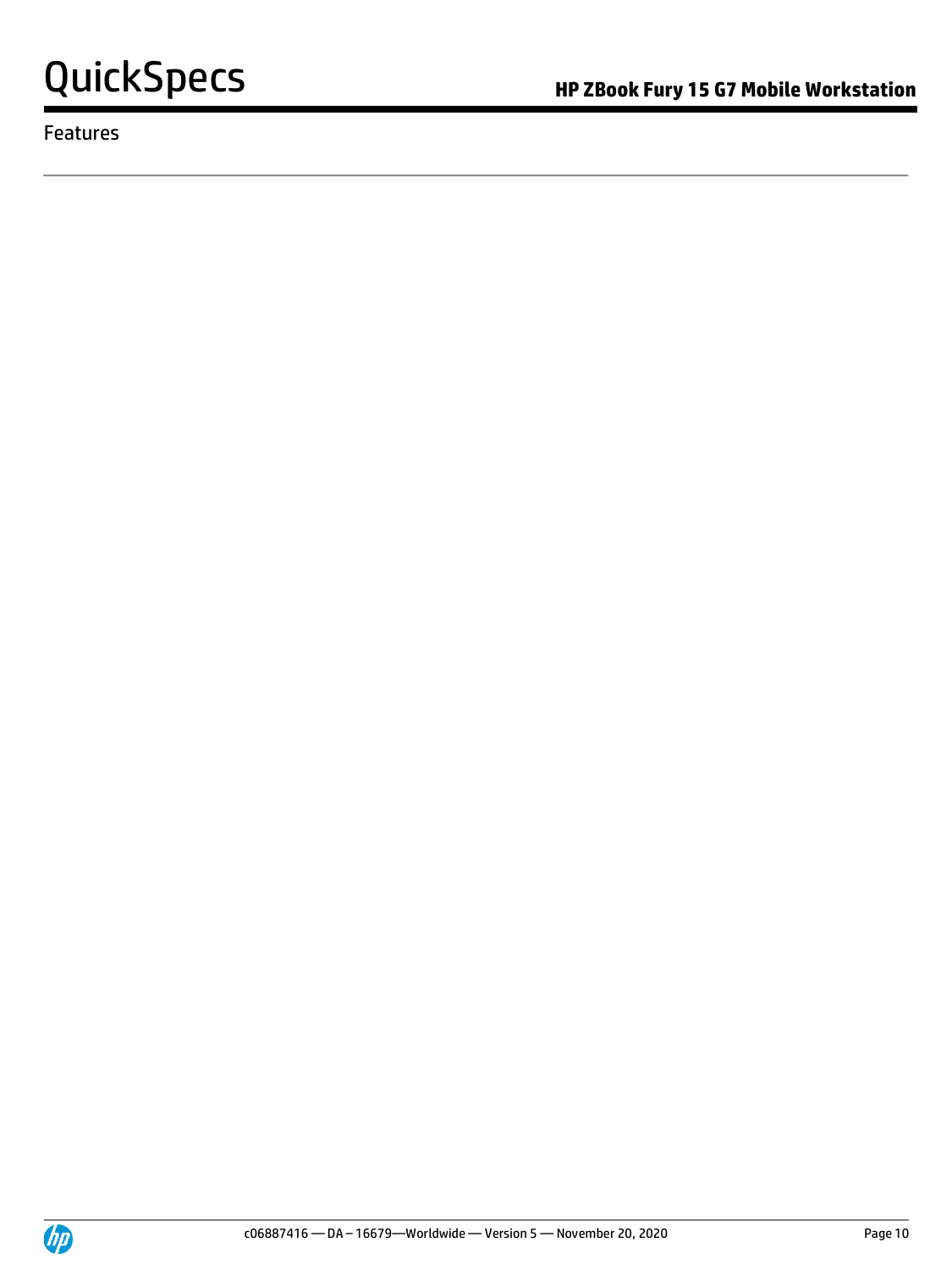Features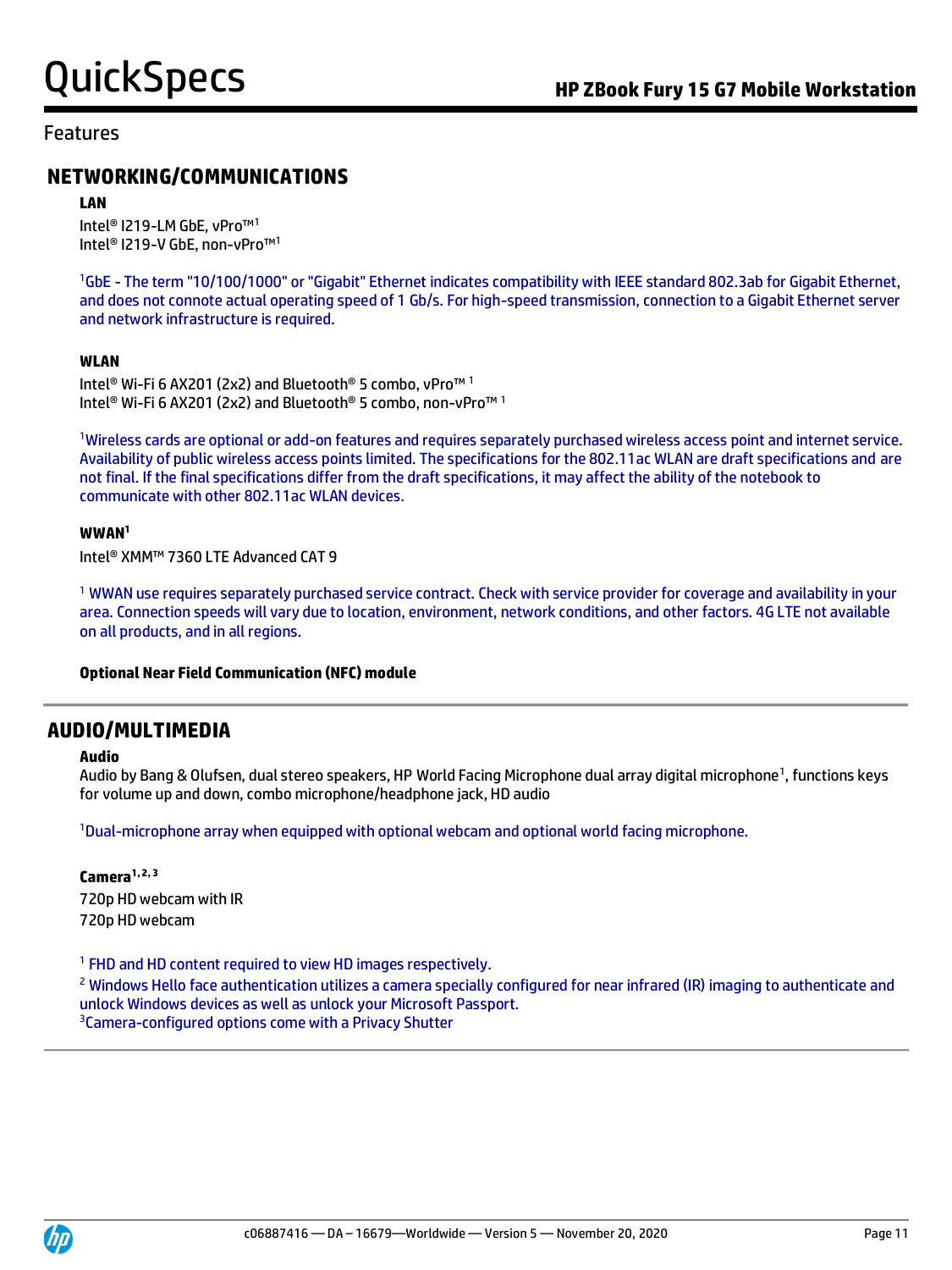## Features

## NETWORKING/COMMUNICATIONS

**LAN**

Intel® I219-LM GbE, vPro™[1]
Intel® I219-V GbE, non-vPro™[1]

[1]GbE - The term "10/100/1000" or "Gigabit" Ethernet indicates compatibility with IEEE standard 802.3ab for Gigabit Ethernet, and does not connote actual operating speed of 1 Gb/s. For high-speed transmission, connection to a Gigabit Ethernet server and network infrastructure is required.

**WLAN**

Intel® Wi-Fi 6 AX201 (2x2) and Bluetooth® 5 combo, vPro™ [1]
Intel® Wi-Fi 6 AX201 (2x2) and Bluetooth® 5 combo, non-vPro™ [1]

[1]Wireless cards are optional or add-on features and requires separately purchased wireless access point and internet service. Availability of public wireless access points limited. The specifications for the 802.11ac WLAN are draft specifications and are not final. If the final specifications differ from the draft specifications, it may affect the ability of the notebook to communicate with other 802.11ac WLAN devices.

**WWAN[1]**

Intel® XMM™ 7360 LTE Advanced CAT 9

[1] WWAN use requires separately purchased service contract. Check with service provider for coverage and availability in your area. Connection speeds will vary due to location, environment, network conditions, and other factors. 4G LTE not available on all products, and in all regions.

**Optional Near Field Communication (NFC) module**

## AUDIO/MULTIMEDIA

**Audio**

Audio by Bang & Olufsen, dual stereo speakers, HP World Facing Microphone dual array digital microphone[1], functions keys for volume up and down, combo microphone/headphone jack, HD audio

[1]Dual-microphone array when equipped with optional webcam and optional world facing microphone.

**Camera[1, 2, 3]**

720p HD webcam with IR
720p HD webcam

[1] FHD and HD content required to view HD images respectively.
[2] Windows Hello face authentication utilizes a camera specially configured for near infrared (IR) imaging to authenticate and unlock Windows devices as well as unlock your Microsoft Passport.
[3]Camera-configured options come with a Privacy Shutter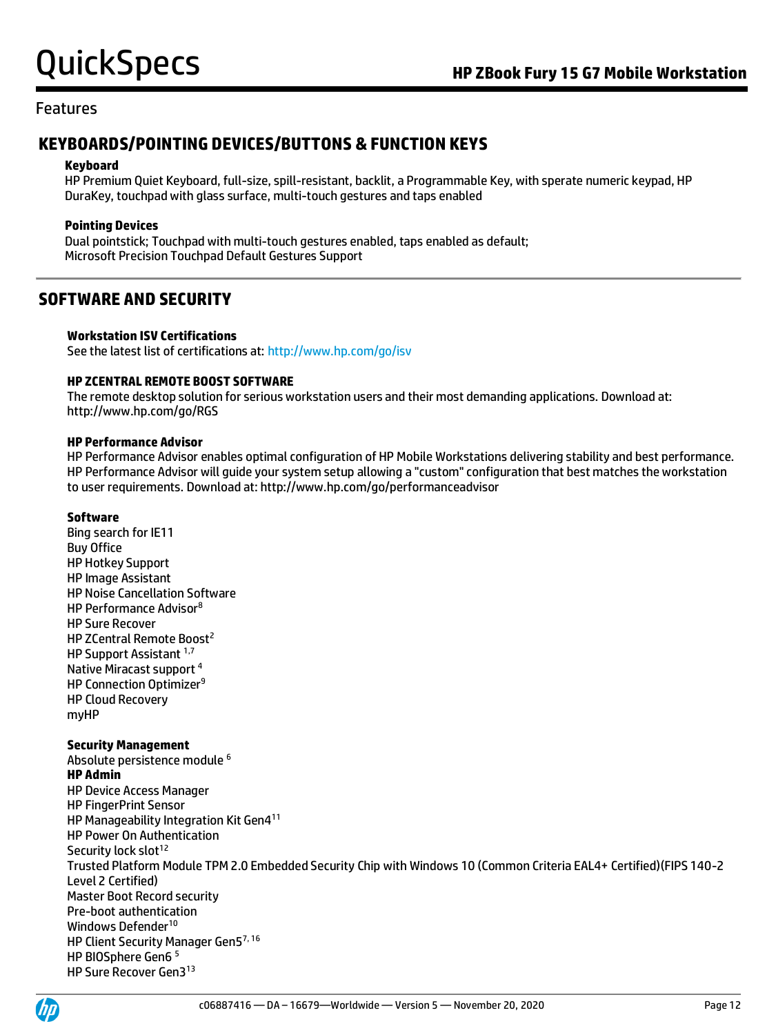## Features

## KEYBOARDS/POINTING DEVICES/BUTTONS & FUNCTION KEYS

**Keyboard**

HP Premium Quiet Keyboard, full-size, spill-resistant, backlit, a Programmable Key, with sperate numeric keypad, HP DuraKey, touchpad with glass surface, multi-touch gestures and taps enabled

**Pointing Devices**

Dual pointstick; Touchpad with multi-touch gestures enabled, taps enabled as default;
Microsoft Precision Touchpad Default Gestures Support

## SOFTWARE AND SECURITY

**Workstation ISV Certifications**

See the latest list of certifications at: http://www.hp.com/go/isv

**HP ZCENTRAL REMOTE BOOST SOFTWARE**

The remote desktop solution for serious workstation users and their most demanding applications. Download at: http://www.hp.com/go/RGS

**HP Performance Advisor**

HP Performance Advisor enables optimal configuration of HP Mobile Workstations delivering stability and best performance. HP Performance Advisor will guide your system setup allowing a "custom" configuration that best matches the workstation to user requirements. Download at: http://www.hp.com/go/performanceadvisor

**Software**

Bing search for IE11
Buy Office
HP Hotkey Support
HP Image Assistant
HP Noise Cancellation Software
HP Performance Advisor[8]
HP Sure Recover
HP ZCentral Remote Boost[2]
HP Support Assistant [1,7]
Native Miracast support [4]
HP Connection Optimizer[9]
HP Cloud Recovery
myHP

**Security Management**

Absolute persistence module [6]
**HP Admin**
HP Device Access Manager
HP FingerPrint Sensor
HP Manageability Integration Kit Gen4[11]
HP Power On Authentication
Security lock slot[12]
Trusted Platform Module TPM 2.0 Embedded Security Chip with Windows 10 (Common Criteria EAL4+ Certified)(FIPS 140-2 Level 2 Certified)
Master Boot Record security
Pre-boot authentication
Windows Defender[10]
HP Client Security Manager Gen5[7, 16]
HP BIOSphere Gen6 [5]
HP Sure Recover Gen3[13]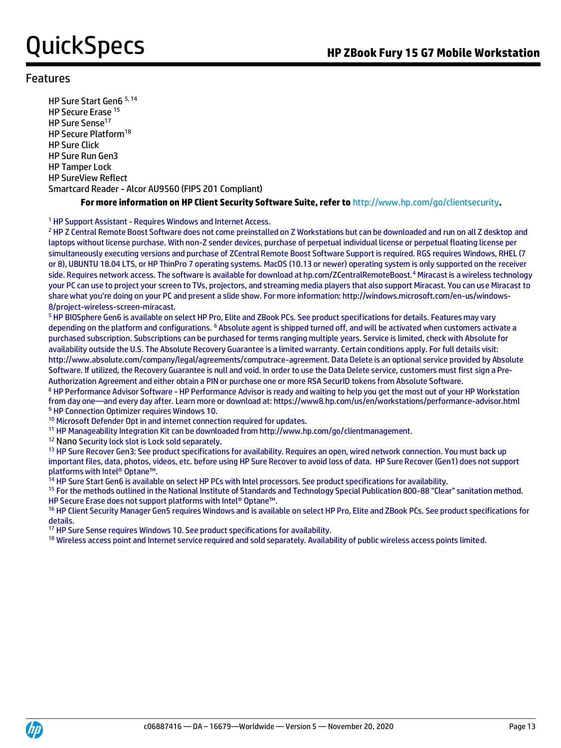## Features

HP Sure Start Gen6 [5, 14]
HP Secure Erase [15]
HP Sure Sense[17]
HP Secure Platform[18]
HP Sure Click
HP Sure Run Gen3
HP Tamper Lock
HP SureView Reflect
Smartcard Reader - Alcor AU9560 (FIPS 201 Compliant)

**For more information on HP Client Security Software Suite, refer to http://www.hp.com/go/clientsecurity.**

[1] HP Support Assistant - Requires Windows and Internet Access.
[2] HP Z Central Remote Boost Software does not come preinstalled on Z Workstations but can be downloaded and run on all Z desktop and laptops without license purchase. With non-Z sender devices, purchase of perpetual individual license or perpetual floating license per simultaneously executing versions and purchase of ZCentral Remote Boost Software Support is required. RGS requires Windows, RHEL (7 or 8), UBUNTU 18.04 LTS, or HP ThinPro 7 operating systems. MacOS (10.13 or newer) operating system is only supported on the receiver side. Requires network access. The software is available for download at hp.com/ZCentralRemoteBoost.[4] Miracast is a wireless technology your PC can use to project your screen to TVs, projectors, and streaming media players that also support Miracast. You can use Miracast to share what you're doing on your PC and present a slide show. For more information: http://windows.microsoft.com/en-us/windows-8/project-wireless-screen-miracast.
[5] HP BIOSphere Gen6 is available on select HP Pro, Elite and ZBook PCs. See product specifications for details. Features may vary depending on the platform and configurations. [6] Absolute agent is shipped turned off, and will be activated when customers activate a purchased subscription. Subscriptions can be purchased for terms ranging multiple years. Service is limited, check with Absolute for availability outside the U.S. The Absolute Recovery Guarantee is a limited warranty. Certain conditions apply. For full details visit: http://www.absolute.com/company/legal/agreements/computrace-agreement. Data Delete is an optional service provided by Absolute Software. If utilized, the Recovery Guarantee is null and void. In order to use the Data Delete service, customers must first sign a Pre-Authorization Agreement and either obtain a PIN or purchase one or more RSA SecurID tokens from Absolute Software.
[8] HP Performance Advisor Software - HP Performance Advisor is ready and waiting to help you get the most out of your HP Workstation from day one—and every day after. Learn more or download at: https://www8.hp.com/us/en/workstations/performance-advisor.html
[9] HP Connection Optimizer requires Windows 10.
[10] Microsoft Defender Opt in and internet connection required for updates.
[11] HP Manageability Integration Kit can be downloaded from http://www.hp.com/go/clientmanagement.
[12] Nano Security lock slot is Lock sold separately.
[13] HP Sure Recover Gen3: See product specifications for availability. Requires an open, wired network connection. You must back up important files, data, photos, videos, etc. before using HP Sure Recover to avoid loss of data. HP Sure Recover (Gen1) does not support platforms with Intel® Optane™.
[14] HP Sure Start Gen6 is available on select HP PCs with Intel processors. See product specifications for availability.
[15] For the methods outlined in the National Institute of Standards and Technology Special Publication 800-88 "Clear" sanitation method. HP Secure Erase does not support platforms with Intel® Optane™.
[16] HP Client Security Manager Gen5 requires Windows and is available on select HP Pro, Elite and ZBook PCs. See product specifications for details.
[17] HP Sure Sense requires Windows 10. See product specifications for availability.
[18] Wireless access point and Internet service required and sold separately. Availability of public wireless access points limited.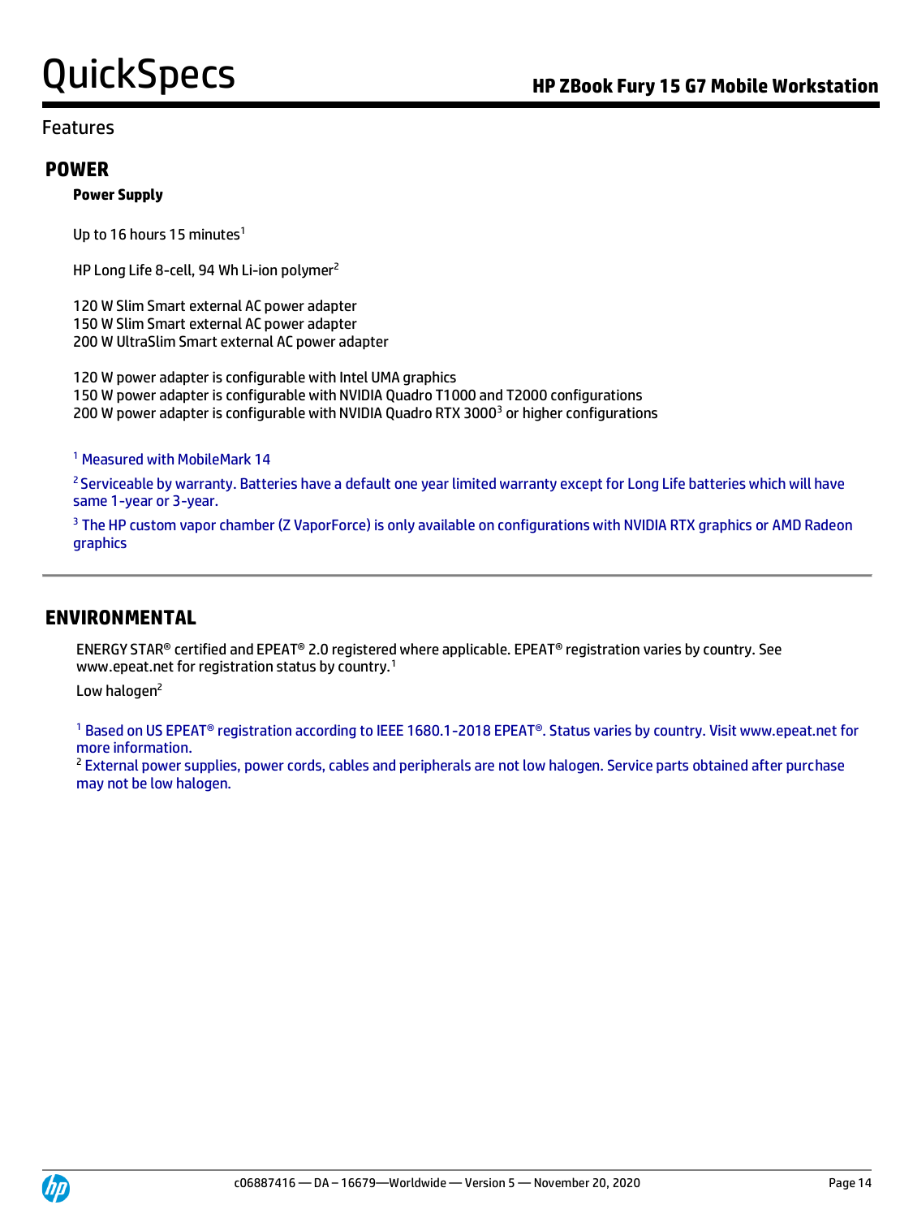Features

## POWER

**Power Supply**

Up to 16 hours 15 minutes[1]

HP Long Life 8-cell, 94 Wh Li-ion polymer[2]

120 W Slim Smart external AC power adapter
150 W Slim Smart external AC power adapter
200 W UltraSlim Smart external AC power adapter

120 W power adapter is configurable with Intel UMA graphics
150 W power adapter is configurable with NVIDIA Quadro T1000 and T2000 configurations
200 W power adapter is configurable with NVIDIA Quadro RTX 3000[3] or higher configurations

[1] Measured with MobileMark 14

[2] Serviceable by warranty. Batteries have a default one year limited warranty except for Long Life batteries which will have same 1-year or 3-year.

[3] The HP custom vapor chamber (Z VaporForce) is only available on configurations with NVIDIA RTX graphics or AMD Radeon graphics

## ENVIRONMENTAL

ENERGY STAR® certified and EPEAT® 2.0 registered where applicable. EPEAT® registration varies by country. See www.epeat.net for registration status by country.[1]

Low halogen[2]

[1] Based on US EPEAT® registration according to IEEE 1680.1-2018 EPEAT®. Status varies by country. Visit www.epeat.net for more information.
[2] External power supplies, power cords, cables and peripherals are not low halogen. Service parts obtained after purchase may not be low halogen.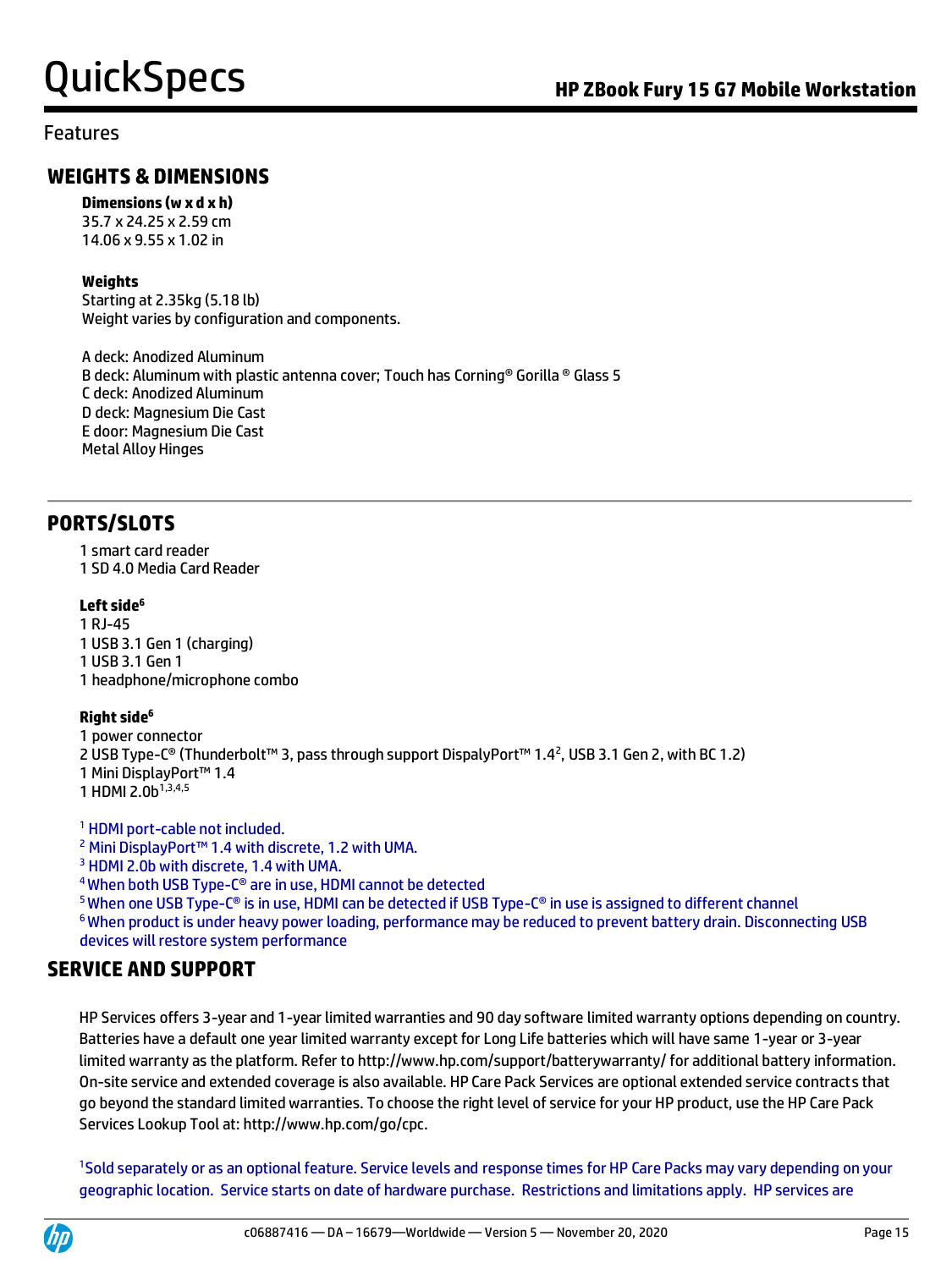# Features

## WEIGHTS & DIMENSIONS

**Dimensions (w x d x h)**
35.7 x 24.25 x 2.59 cm
14.06 x 9.55 x 1.02 in

**Weights**
Starting at 2.35kg (5.18 lb)
Weight varies by configuration and components.

A deck: Anodized Aluminum
B deck: Aluminum with plastic antenna cover; Touch has Corning® Gorilla ® Glass 5
C deck: Anodized Aluminum
D deck: Magnesium Die Cast
E door: Magnesium Die Cast
Metal Alloy Hinges

## PORTS/SLOTS

1 smart card reader
1 SD 4.0 Media Card Reader

**Left side**[6]
1 RJ-45
1 USB 3.1 Gen 1 (charging)
1 USB 3.1 Gen 1
1 headphone/microphone combo

**Right side**[6]
1 power connector
2 USB Type-C® (Thunderbolt™ 3, pass through support DispalyPort™ 1.4[2], USB 3.1 Gen 2, with BC 1.2)
1 Mini DisplayPort™ 1.4
1 HDMI 2.0b[1,3,4,5]

[1] HDMI port-cable not included.
[2] Mini DisplayPort™ 1.4 with discrete, 1.2 with UMA.
[3] HDMI 2.0b with discrete, 1.4 with UMA.
[4] When both USB Type-C® are in use, HDMI cannot be detected
[5] When one USB Type-C® is in use, HDMI can be detected if USB Type-C® in use is assigned to different channel
[6] When product is under heavy power loading, performance may be reduced to prevent battery drain. Disconnecting USB devices will restore system performance

## SERVICE AND SUPPORT

HP Services offers 3-year and 1-year limited warranties and 90 day software limited warranty options depending on country. Batteries have a default one year limited warranty except for Long Life batteries which will have same 1-year or 3-year limited warranty as the platform. Refer to http://www.hp.com/support/batterywarranty/ for additional battery information. On-site service and extended coverage is also available. HP Care Pack Services are optional extended service contracts that go beyond the standard limited warranties. To choose the right level of service for your HP product, use the HP Care Pack Services Lookup Tool at: http://www.hp.com/go/cpc.

[1]Sold separately or as an optional feature. Service levels and response times for HP Care Packs may vary depending on your geographic location. Service starts on date of hardware purchase. Restrictions and limitations apply. HP services are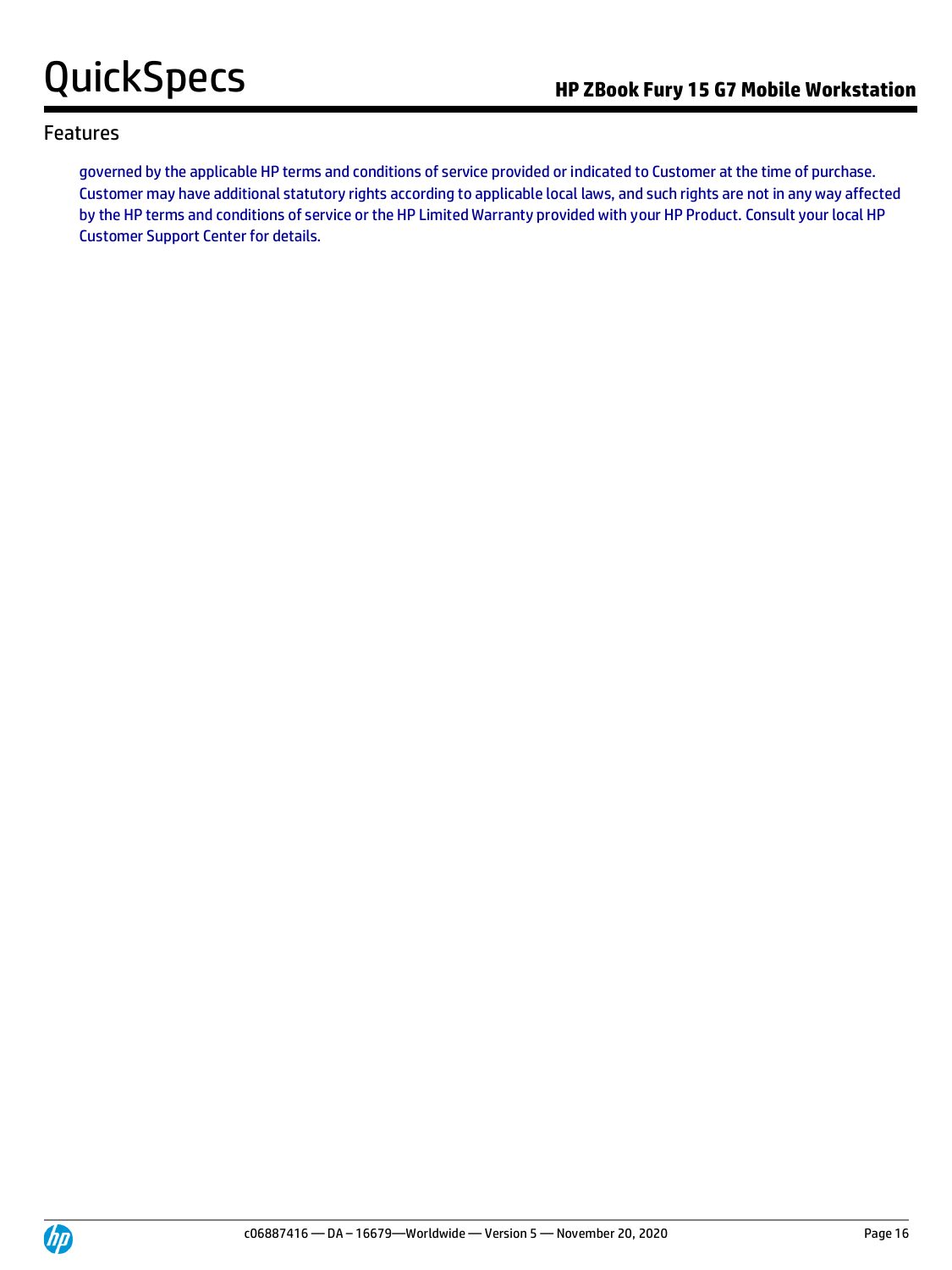## Features

governed by the applicable HP terms and conditions of service provided or indicated to Customer at the time of purchase. Customer may have additional statutory rights according to applicable local laws, and such rights are not in any way affected by the HP terms and conditions of service or the HP Limited Warranty provided with your HP Product. Consult your local HP Customer Support Center for details.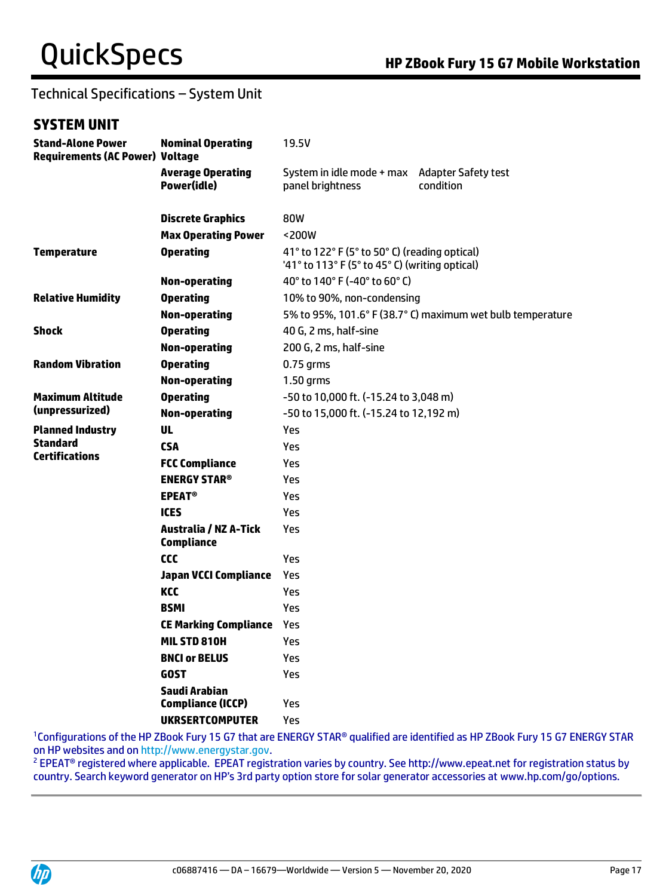Technical Specifications – System Unit

## SYSTEM UNIT

| | | | |
|---|---|---|---|
| **Stand-Alone Power Requirements (AC Power)** | **Nominal Operating Voltage** | 19.5V | |
| | **Average Operating Power(idle)** | System in idle mode + max panel brightness | Adapter Safety test condition |
| | **Discrete Graphics** | 80W | |
| | **Max Operating Power** | <200W | |
| **Temperature** | **Operating** | 41° to 122° F (5° to 50° C) (reading optical)<br>'41° to 113° F (5° to 45° C) (writing optical) | |
| | **Non-operating** | 40° to 140° F (-40° to 60° C) | |
| **Relative Humidity** | **Operating** | 10% to 90%, non-condensing | |
| | **Non-operating** | 5% to 95%, 101.6° F (38.7° C) maximum wet bulb temperature | |
| **Shock** | **Operating** | 40 G, 2 ms, half-sine | |
| | **Non-operating** | 200 G, 2 ms, half-sine | |
| **Random Vibration** | **Operating** | 0.75 grms | |
| | **Non-operating** | 1.50 grms | |
| **Maximum Altitude (unpressurized)** | **Operating** | -50 to 10,000 ft. (-15.24 to 3,048 m) | |
| | **Non-operating** | -50 to 15,000 ft. (-15.24 to 12,192 m) | |
| **Planned Industry Standard Certifications** | **UL** | Yes | |
| | **CSA** | Yes | |
| | **FCC Compliance** | Yes | |
| | **ENERGY STAR®** | Yes | |
| | **EPEAT®** | Yes | |
| | **ICES** | Yes | |
| | **Australia / NZ A-Tick Compliance** | Yes | |
| | **CCC** | Yes | |
| | **Japan VCCI Compliance** | Yes | |
| | **KCC** | Yes | |
| | **BSMI** | Yes | |
| | **CE Marking Compliance** | Yes | |
| | **MIL STD 810H** | Yes | |
| | **BNCI or BELUS** | Yes | |
| | **GOST** | Yes | |
| | **Saudi Arabian Compliance (ICCP)** | Yes | |
| | **UKRSERTCOMPUTER** | Yes | |

[1]Configurations of the HP ZBook Fury 15 G7 that are ENERGY STAR® qualified are identified as HP ZBook Fury 15 G7 ENERGY STAR on HP websites and on http://www.energystar.gov.
[2] EPEAT® registered where applicable. EPEAT registration varies by country. See http://www.epeat.net for registration status by country. Search keyword generator on HP's 3rd party option store for solar generator accessories at www.hp.com/go/options.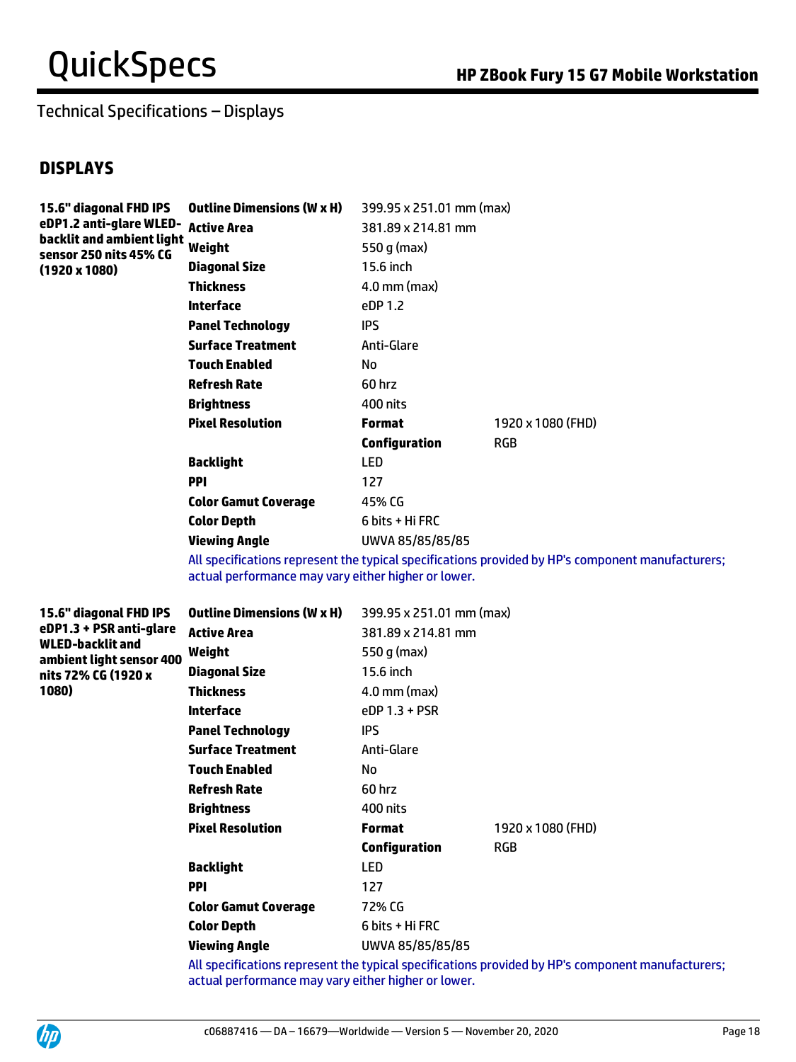## Technical Specifications – Displays

## DISPLAYS

| | | | |
|---|---|---|---|
| **15.6" diagonal FHD IPS eDP1.2 anti-glare WLED-backlit and ambient light sensor 250 nits 45% CG (1920 x 1080)** | **Outline Dimensions (W x H)** | 399.95 x 251.01 mm (max) | |
| | **Active Area** | 381.89 x 214.81 mm | |
| | **Weight** | 550 g (max) | |
| | **Diagonal Size** | 15.6 inch | |
| | **Thickness** | 4.0 mm (max) | |
| | **Interface** | eDP 1.2 | |
| | **Panel Technology** | IPS | |
| | **Surface Treatment** | Anti-Glare | |
| | **Touch Enabled** | No | |
| | **Refresh Rate** | 60 hrz | |
| | **Brightness** | 400 nits | |
| | **Pixel Resolution** | **Format** | 1920 x 1080 (FHD) |
| | | **Configuration** | RGB |
| | **Backlight** | LED | |
| | **PPI** | 127 | |
| | **Color Gamut Coverage** | 45% CG | |
| | **Color Depth** | 6 bits + Hi FRC | |
| | **Viewing Angle** | UWVA 85/85/85/85 | |

All specifications represent the typical specifications provided by HP's component manufacturers; actual performance may vary either higher or lower.

| | | | |
|---|---|---|---|
| **15.6" diagonal FHD IPS eDP1.3 + PSR anti-glare WLED-backlit and ambient light sensor 400 nits 72% CG (1920 x 1080)** | **Outline Dimensions (W x H)** | 399.95 x 251.01 mm (max) | |
| | **Active Area** | 381.89 x 214.81 mm | |
| | **Weight** | 550 g (max) | |
| | **Diagonal Size** | 15.6 inch | |
| | **Thickness** | 4.0 mm (max) | |
| | **Interface** | eDP 1.3 + PSR | |
| | **Panel Technology** | IPS | |
| | **Surface Treatment** | Anti-Glare | |
| | **Touch Enabled** | No | |
| | **Refresh Rate** | 60 hrz | |
| | **Brightness** | 400 nits | |
| | **Pixel Resolution** | **Format** | 1920 x 1080 (FHD) |
| | | **Configuration** | RGB |
| | **Backlight** | LED | |
| | **PPI** | 127 | |
| | **Color Gamut Coverage** | 72% CG | |
| | **Color Depth** | 6 bits + Hi FRC | |
| | **Viewing Angle** | UWVA 85/85/85/85 | |

All specifications represent the typical specifications provided by HP's component manufacturers; actual performance may vary either higher or lower.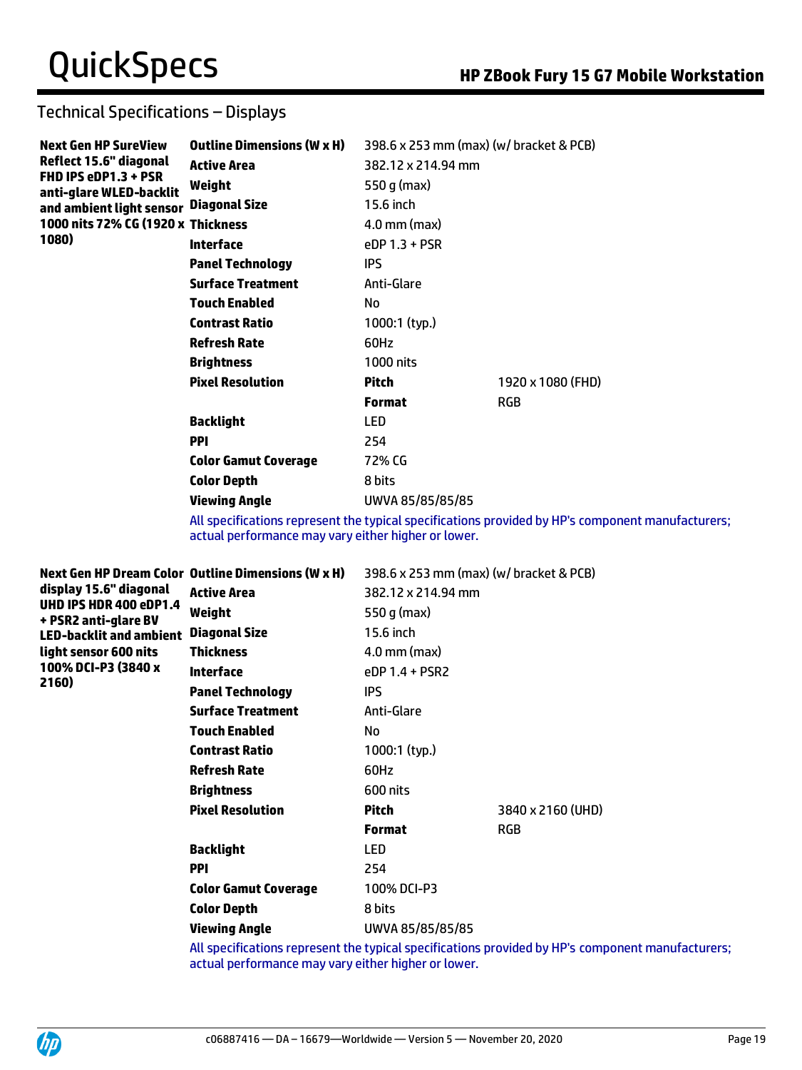## Technical Specifications – Displays

| | | | |
|---|---|---|---|
| **Next Gen HP SureView Reflect 15.6" diagonal FHD IPS eDP1.3 + PSR anti-glare WLED-backlit and ambient light sensor 1000 nits 72% CG (1920 x 1080)** | **Outline Dimensions (W x H)** | 398.6 x 253 mm (max) (w/ bracket & PCB) | |
| | **Active Area** | 382.12 x 214.94 mm | |
| | **Weight** | 550 g (max) | |
| | **Diagonal Size** | 15.6 inch | |
| | **Thickness** | 4.0 mm (max) | |
| | **Interface** | eDP 1.3 + PSR | |
| | **Panel Technology** | IPS | |
| | **Surface Treatment** | Anti-Glare | |
| | **Touch Enabled** | No | |
| | **Contrast Ratio** | 1000:1 (typ.) | |
| | **Refresh Rate** | 60Hz | |
| | **Brightness** | 1000 nits | |
| | **Pixel Resolution** | **Pitch** | 1920 x 1080 (FHD) |
| | | **Format** | RGB |
| | **Backlight** | LED | |
| | **PPI** | 254 | |
| | **Color Gamut Coverage** | 72% CG | |
| | **Color Depth** | 8 bits | |
| | **Viewing Angle** | UWVA 85/85/85/85 | |

All specifications represent the typical specifications provided by HP's component manufacturers; actual performance may vary either higher or lower.

| | | | |
|---|---|---|---|
| **Next Gen HP Dream Color display 15.6" diagonal UHD IPS HDR 400 eDP1.4 + PSR2 anti-glare BV LED-backlit and ambient light sensor 600 nits 100% DCI-P3 (3840 x 2160)** | **Outline Dimensions (W x H)** | 398.6 x 253 mm (max) (w/ bracket & PCB) | |
| | **Active Area** | 382.12 x 214.94 mm | |
| | **Weight** | 550 g (max) | |
| | **Diagonal Size** | 15.6 inch | |
| | **Thickness** | 4.0 mm (max) | |
| | **Interface** | eDP 1.4 + PSR2 | |
| | **Panel Technology** | IPS | |
| | **Surface Treatment** | Anti-Glare | |
| | **Touch Enabled** | No | |
| | **Contrast Ratio** | 1000:1 (typ.) | |
| | **Refresh Rate** | 60Hz | |
| | **Brightness** | 600 nits | |
| | **Pixel Resolution** | **Pitch** | 3840 x 2160 (UHD) |
| | | **Format** | RGB |
| | **Backlight** | LED | |
| | **PPI** | 254 | |
| | **Color Gamut Coverage** | 100% DCI-P3 | |
| | **Color Depth** | 8 bits | |
| | **Viewing Angle** | UWVA 85/85/85/85 | |

All specifications represent the typical specifications provided by HP's component manufacturers; actual performance may vary either higher or lower.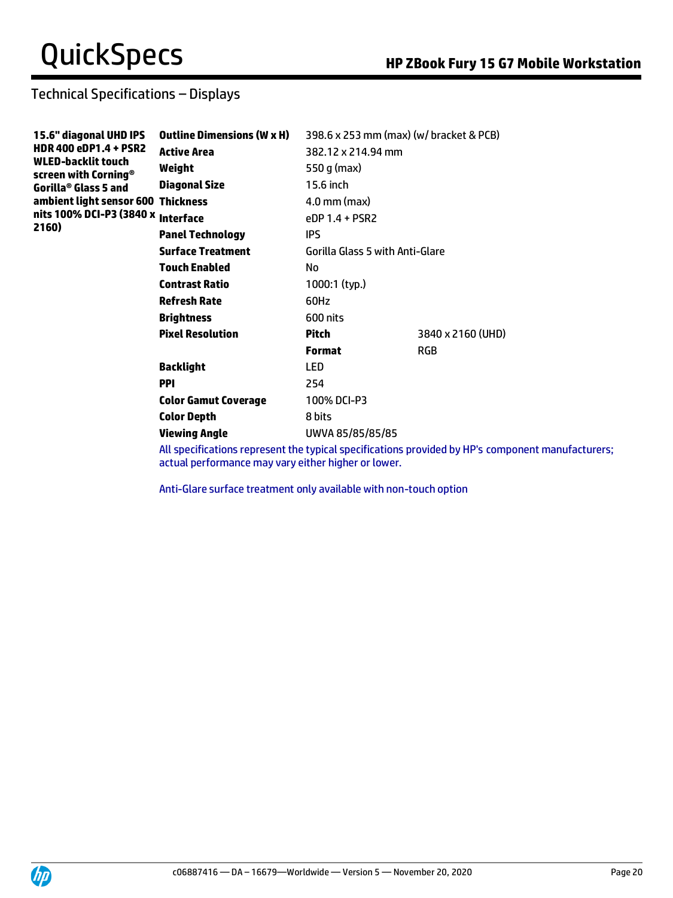## Technical Specifications – Displays

| | | | |
|---|---|---|---|
| **15.6" diagonal UHD IPS HDR 400 eDP1.4 + PSR2 WLED-backlit touch screen with Corning® Gorilla® Glass 5 and ambient light sensor 600 nits 100% DCI-P3 (3840 x 2160)** | **Outline Dimensions (W x H)** | 398.6 x 253 mm (max) (w/ bracket & PCB) | |
| | **Active Area** | 382.12 x 214.94 mm | |
| | **Weight** | 550 g (max) | |
| | **Diagonal Size** | 15.6 inch | |
| | **Thickness** | 4.0 mm (max) | |
| | **Interface** | eDP 1.4 + PSR2 | |
| | **Panel Technology** | IPS | |
| | **Surface Treatment** | Gorilla Glass 5 with Anti-Glare | |
| | **Touch Enabled** | No | |
| | **Contrast Ratio** | 1000:1 (typ.) | |
| | **Refresh Rate** | 60Hz | |
| | **Brightness** | 600 nits | |
| | **Pixel Resolution** | **Pitch** | 3840 x 2160 (UHD) |
| | | **Format** | RGB |
| | **Backlight** | LED | |
| | **PPI** | 254 | |
| | **Color Gamut Coverage** | 100% DCI-P3 | |
| | **Color Depth** | 8 bits | |
| | **Viewing Angle** | UWVA 85/85/85/85 | |

All specifications represent the typical specifications provided by HP's component manufacturers; actual performance may vary either higher or lower.

Anti-Glare surface treatment only available with non-touch option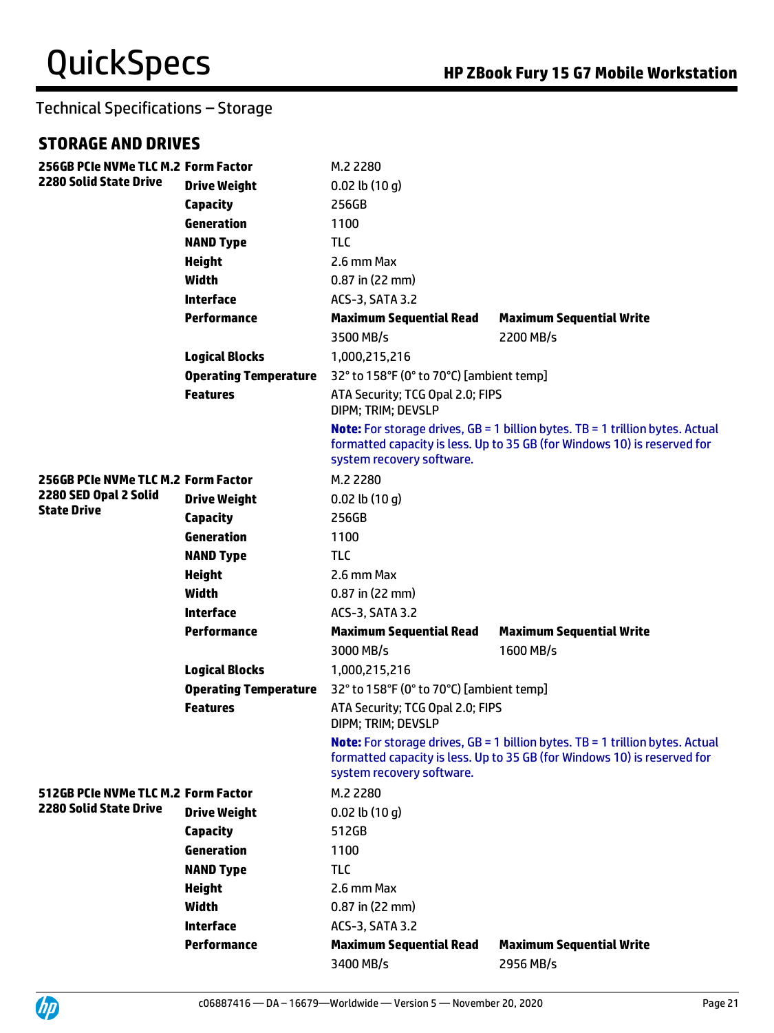Technical Specifications – Storage

## STORAGE AND DRIVES

| | | | |
|---|---|---|---|
| **256GB PCIe NVMe TLC M.2 2280 Solid State Drive** | **Form Factor** | M.2 2280 | |
| | **Drive Weight** | 0.02 lb (10 g) | |
| | **Capacity** | 256GB | |
| | **Generation** | 1100 | |
| | **NAND Type** | TLC | |
| | **Height** | 2.6 mm Max | |
| | **Width** | 0.87 in (22 mm) | |
| | **Interface** | ACS-3, SATA 3.2 | |
| | **Performance** | **Maximum Sequential Read** | **Maximum Sequential Write** |
| | | 3500 MB/s | 2200 MB/s |
| | **Logical Blocks** | 1,000,215,216 | |
| | **Operating Temperature** | 32° to 158°F (0° to 70°C) [ambient temp] | |
| | **Features** | ATA Security; TCG Opal 2.0; FIPS DIPM; TRIM; DEVSLP | |
| | | **Note:** For storage drives, GB = 1 billion bytes. TB = 1 trillion bytes. Actual formatted capacity is less. Up to 35 GB (for Windows 10) is reserved for system recovery software. | |
| **256GB PCIe NVMe TLC M.2 2280 SED Opal 2 Solid State Drive** | **Form Factor** | M.2 2280 | |
| | **Drive Weight** | 0.02 lb (10 g) | |
| | **Capacity** | 256GB | |
| | **Generation** | 1100 | |
| | **NAND Type** | TLC | |
| | **Height** | 2.6 mm Max | |
| | **Width** | 0.87 in (22 mm) | |
| | **Interface** | ACS-3, SATA 3.2 | |
| | **Performance** | **Maximum Sequential Read** | **Maximum Sequential Write** |
| | | 3000 MB/s | 1600 MB/s |
| | **Logical Blocks** | 1,000,215,216 | |
| | **Operating Temperature** | 32° to 158°F (0° to 70°C) [ambient temp] | |
| | **Features** | ATA Security; TCG Opal 2.0; FIPS DIPM; TRIM; DEVSLP | |
| | | **Note:** For storage drives, GB = 1 billion bytes. TB = 1 trillion bytes. Actual formatted capacity is less. Up to 35 GB (for Windows 10) is reserved for system recovery software. | |
| **512GB PCIe NVMe TLC M.2 2280 Solid State Drive** | **Form Factor** | M.2 2280 | |
| | **Drive Weight** | 0.02 lb (10 g) | |
| | **Capacity** | 512GB | |
| | **Generation** | 1100 | |
| | **NAND Type** | TLC | |
| | **Height** | 2.6 mm Max | |
| | **Width** | 0.87 in (22 mm) | |
| | **Interface** | ACS-3, SATA 3.2 | |
| | **Performance** | **Maximum Sequential Read** | **Maximum Sequential Write** |
| | | 3400 MB/s | 2956 MB/s |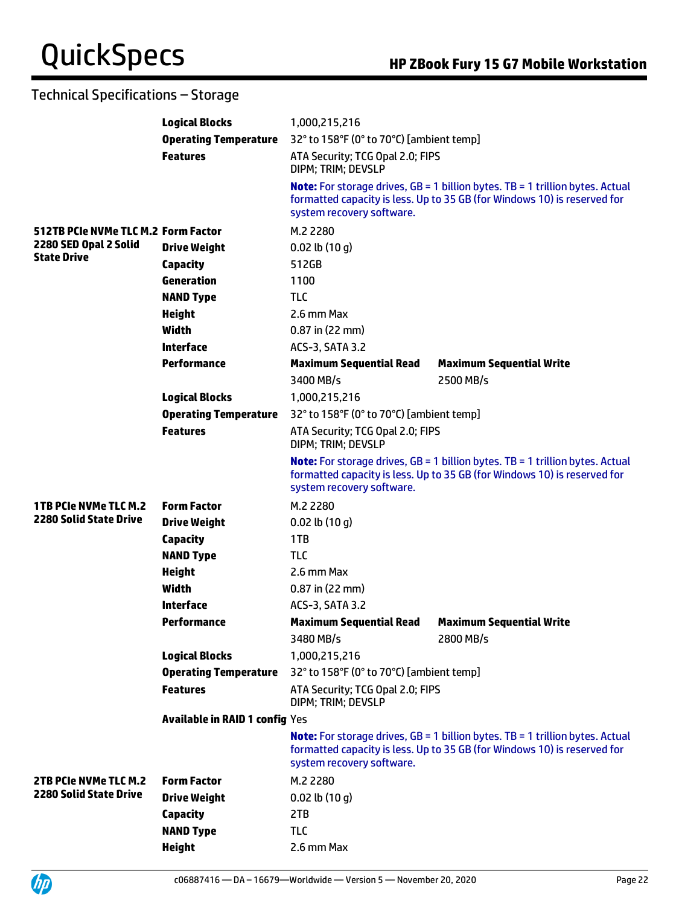## Technical Specifications – Storage

| | | | |
|---|---|---|---|
| | **Logical Blocks** | 1,000,215,216 | |
| | **Operating Temperature** | 32° to 158°F (0° to 70°C) [ambient temp] | |
| | **Features** | ATA Security; TCG Opal 2.0; FIPS DIPM; TRIM; DEVSLP | |
| | | **Note:** For storage drives, GB = 1 billion bytes. TB = 1 trillion bytes. Actual formatted capacity is less. Up to 35 GB (for Windows 10) is reserved for system recovery software. | |
| **512TB PCIe NVMe TLC M.2 2280 SED Opal 2 Solid State Drive** | **Form Factor** | M.2 2280 | |
| | **Drive Weight** | 0.02 lb (10 g) | |
| | **Capacity** | 512GB | |
| | **Generation** | 1100 | |
| | **NAND Type** | TLC | |
| | **Height** | 2.6 mm Max | |
| | **Width** | 0.87 in (22 mm) | |
| | **Interface** | ACS-3, SATA 3.2 | |
| | **Performance** | **Maximum Sequential Read** | **Maximum Sequential Write** |
| | | 3400 MB/s | 2500 MB/s |
| | **Logical Blocks** | 1,000,215,216 | |
| | **Operating Temperature** | 32° to 158°F (0° to 70°C) [ambient temp] | |
| | **Features** | ATA Security; TCG Opal 2.0; FIPS DIPM; TRIM; DEVSLP | |
| | | **Note:** For storage drives, GB = 1 billion bytes. TB = 1 trillion bytes. Actual formatted capacity is less. Up to 35 GB (for Windows 10) is reserved for system recovery software. | |
| **1TB PCIe NVMe TLC M.2 2280 Solid State Drive** | **Form Factor** | M.2 2280 | |
| | **Drive Weight** | 0.02 lb (10 g) | |
| | **Capacity** | 1TB | |
| | **NAND Type** | TLC | |
| | **Height** | 2.6 mm Max | |
| | **Width** | 0.87 in (22 mm) | |
| | **Interface** | ACS-3, SATA 3.2 | |
| | **Performance** | **Maximum Sequential Read** | **Maximum Sequential Write** |
| | | 3480 MB/s | 2800 MB/s |
| | **Logical Blocks** | 1,000,215,216 | |
| | **Operating Temperature** | 32° to 158°F (0° to 70°C) [ambient temp] | |
| | **Features** | ATA Security; TCG Opal 2.0; FIPS DIPM; TRIM; DEVSLP | |
| | **Available in RAID 1 config** | Yes | |
| | | **Note:** For storage drives, GB = 1 billion bytes. TB = 1 trillion bytes. Actual formatted capacity is less. Up to 35 GB (for Windows 10) is reserved for system recovery software. | |
| **2TB PCIe NVMe TLC M.2 2280 Solid State Drive** | **Form Factor** | M.2 2280 | |
| | **Drive Weight** | 0.02 lb (10 g) | |
| | **Capacity** | 2TB | |
| | **NAND Type** | TLC | |
| | **Height** | 2.6 mm Max | |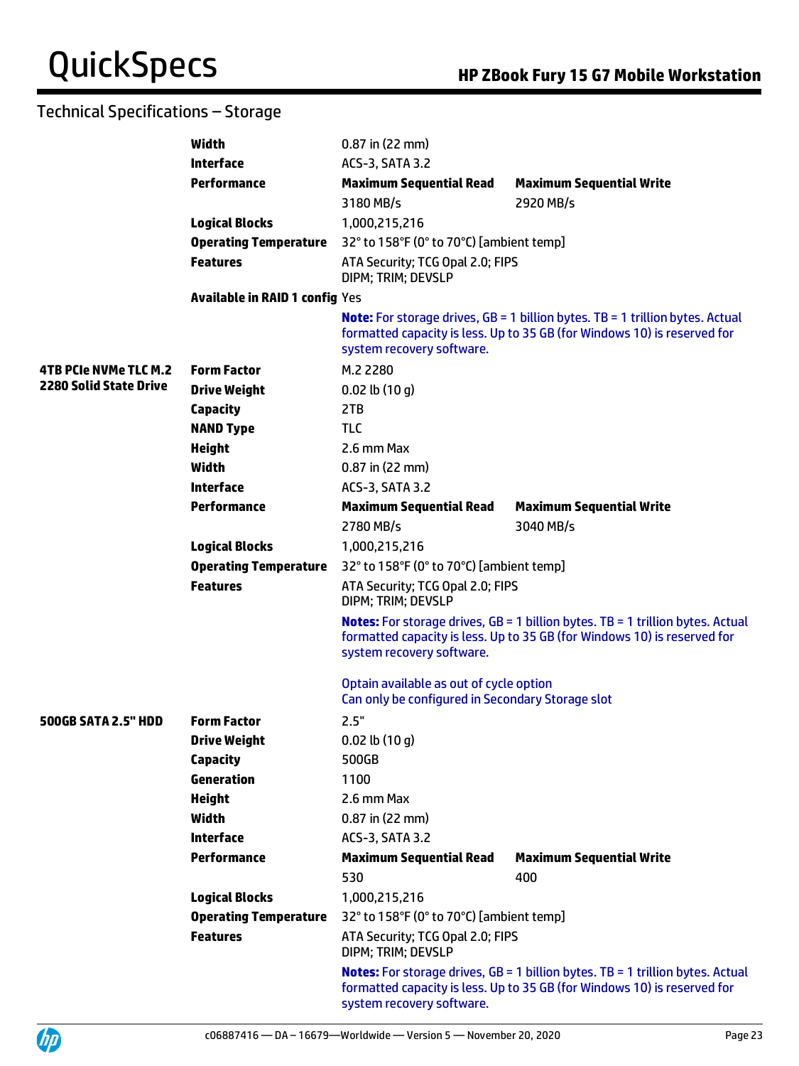## Technical Specifications – Storage

| | | | |
|---|---|---|---|
| | **Width** | 0.87 in (22 mm) | |
| | **Interface** | ACS-3, SATA 3.2 | |
| | **Performance** | **Maximum Sequential Read** | **Maximum Sequential Write** |
| | | 3180 MB/s | 2920 MB/s |
| | **Logical Blocks** | 1,000,215,216 | |
| | **Operating Temperature** | 32° to 158°F (0° to 70°C) [ambient temp] | |
| | **Features** | ATA Security; TCG Opal 2.0; FIPS DIPM; TRIM; DEVSLP | |
| | **Available in RAID 1 config** | Yes | |
| | | **Note:** For storage drives, GB = 1 billion bytes. TB = 1 trillion bytes. Actual formatted capacity is less. Up to 35 GB (for Windows 10) is reserved for system recovery software. | |
| **4TB PCIe NVMe TLC M.2 2280 Solid State Drive** | **Form Factor** | M.2 2280 | |
| | **Drive Weight** | 0.02 lb (10 g) | |
| | **Capacity** | 2TB | |
| | **NAND Type** | TLC | |
| | **Height** | 2.6 mm Max | |
| | **Width** | 0.87 in (22 mm) | |
| | **Interface** | ACS-3, SATA 3.2 | |
| | **Performance** | **Maximum Sequential Read** | **Maximum Sequential Write** |
| | | 2780 MB/s | 3040 MB/s |
| | **Logical Blocks** | 1,000,215,216 | |
| | **Operating Temperature** | 32° to 158°F (0° to 70°C) [ambient temp] | |
| | **Features** | ATA Security; TCG Opal 2.0; FIPS DIPM; TRIM; DEVSLP | |
| | | **Notes:** For storage drives, GB = 1 billion bytes. TB = 1 trillion bytes. Actual formatted capacity is less. Up to 35 GB (for Windows 10) is reserved for system recovery software. Optain available as out of cycle option Can only be configured in Secondary Storage slot | |
| **500GB SATA 2.5" HDD** | **Form Factor** | 2.5" | |
| | **Drive Weight** | 0.02 lb (10 g) | |
| | **Capacity** | 500GB | |
| | **Generation** | 1100 | |
| | **Height** | 2.6 mm Max | |
| | **Width** | 0.87 in (22 mm) | |
| | **Interface** | ACS-3, SATA 3.2 | |
| | **Performance** | **Maximum Sequential Read** | **Maximum Sequential Write** |
| | | 530 | 400 |
| | **Logical Blocks** | 1,000,215,216 | |
| | **Operating Temperature** | 32° to 158°F (0° to 70°C) [ambient temp] | |
| | **Features** | ATA Security; TCG Opal 2.0; FIPS DIPM; TRIM; DEVSLP | |
| | | **Notes:** For storage drives, GB = 1 billion bytes. TB = 1 trillion bytes. Actual formatted capacity is less. Up to 35 GB (for Windows 10) is reserved for system recovery software. | |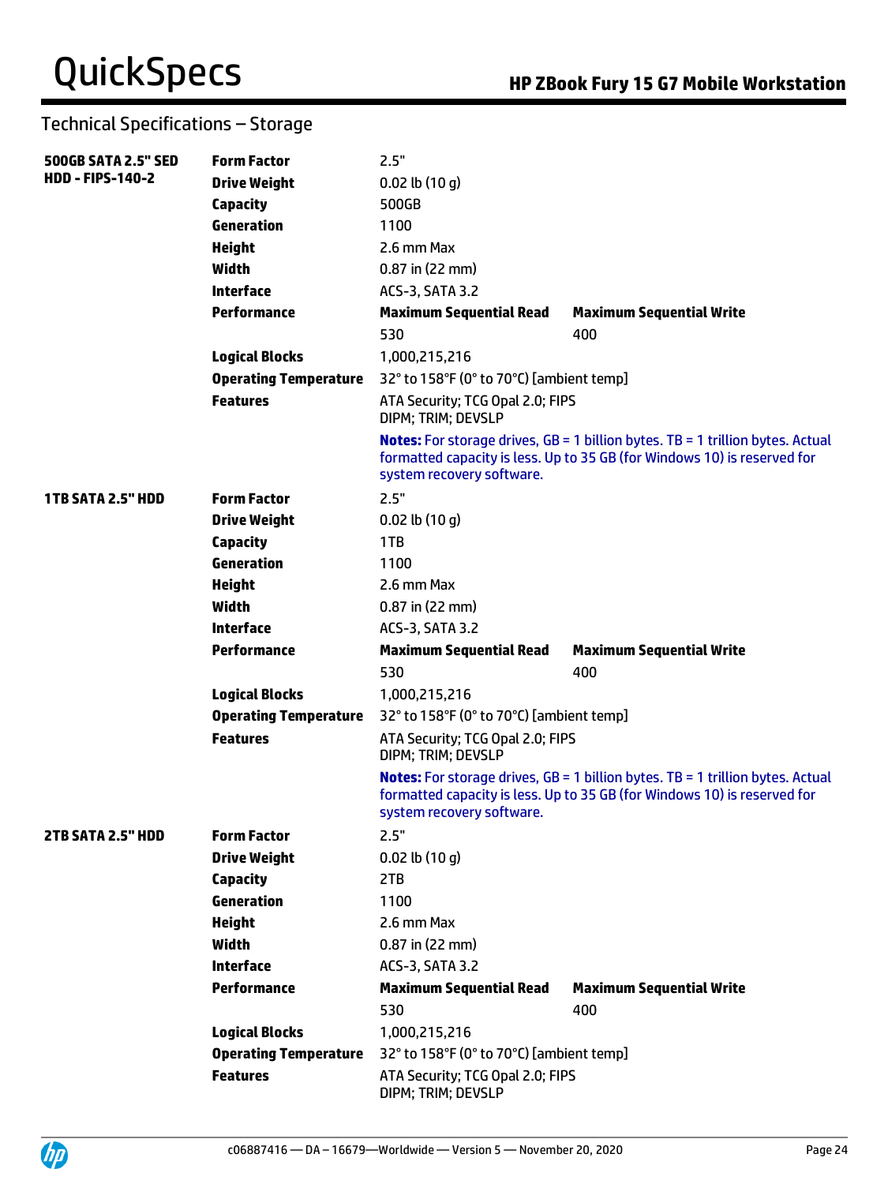## Technical Specifications – Storage

| | | | |
|---|---|---|---|
| **500GB SATA 2.5" SED HDD - FIPS-140-2** | **Form Factor** | 2.5" | |
| | **Drive Weight** | 0.02 lb (10 g) | |
| | **Capacity** | 500GB | |
| | **Generation** | 1100 | |
| | **Height** | 2.6 mm Max | |
| | **Width** | 0.87 in (22 mm) | |
| | **Interface** | ACS-3, SATA 3.2 | |
| | **Performance** | **Maximum Sequential Read** | **Maximum Sequential Write** |
| | | 530 | 400 |
| | **Logical Blocks** | 1,000,215,216 | |
| | **Operating Temperature** | 32° to 158°F (0° to 70°C) [ambient temp] | |
| | **Features** | ATA Security; TCG Opal 2.0; FIPS DIPM; TRIM; DEVSLP | |
| | | **Notes:** For storage drives, GB = 1 billion bytes. TB = 1 trillion bytes. Actual formatted capacity is less. Up to 35 GB (for Windows 10) is reserved for system recovery software. | |
| **1TB SATA 2.5" HDD** | **Form Factor** | 2.5" | |
| | **Drive Weight** | 0.02 lb (10 g) | |
| | **Capacity** | 1TB | |
| | **Generation** | 1100 | |
| | **Height** | 2.6 mm Max | |
| | **Width** | 0.87 in (22 mm) | |
| | **Interface** | ACS-3, SATA 3.2 | |
| | **Performance** | **Maximum Sequential Read** | **Maximum Sequential Write** |
| | | 530 | 400 |
| | **Logical Blocks** | 1,000,215,216 | |
| | **Operating Temperature** | 32° to 158°F (0° to 70°C) [ambient temp] | |
| | **Features** | ATA Security; TCG Opal 2.0; FIPS DIPM; TRIM; DEVSLP | |
| | | **Notes:** For storage drives, GB = 1 billion bytes. TB = 1 trillion bytes. Actual formatted capacity is less. Up to 35 GB (for Windows 10) is reserved for system recovery software. | |
| **2TB SATA 2.5" HDD** | **Form Factor** | 2.5" | |
| | **Drive Weight** | 0.02 lb (10 g) | |
| | **Capacity** | 2TB | |
| | **Generation** | 1100 | |
| | **Height** | 2.6 mm Max | |
| | **Width** | 0.87 in (22 mm) | |
| | **Interface** | ACS-3, SATA 3.2 | |
| | **Performance** | **Maximum Sequential Read** | **Maximum Sequential Write** |
| | | 530 | 400 |
| | **Logical Blocks** | 1,000,215,216 | |
| | **Operating Temperature** | 32° to 158°F (0° to 70°C) [ambient temp] | |
| | **Features** | ATA Security; TCG Opal 2.0; FIPS DIPM; TRIM; DEVSLP | |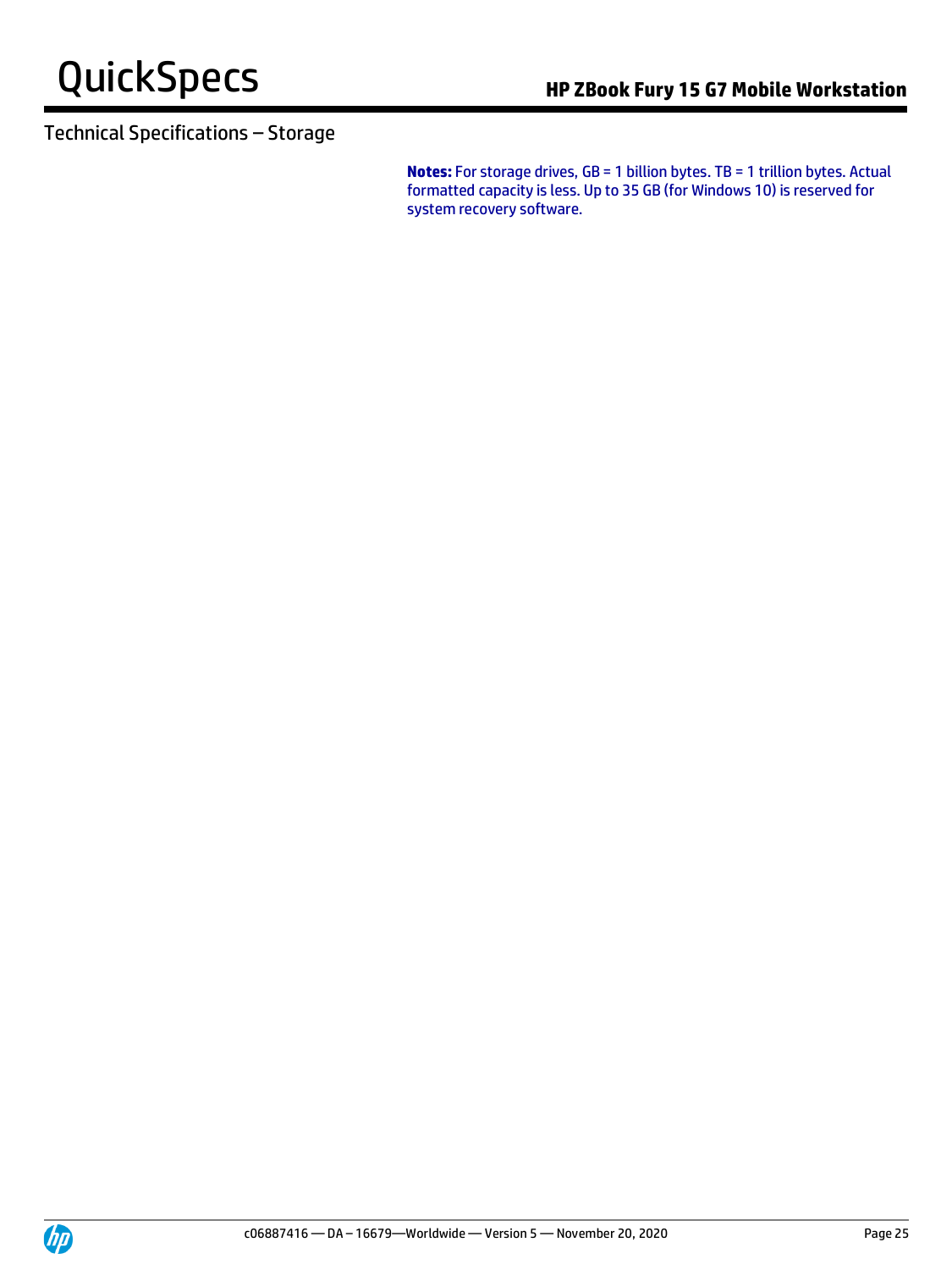## Technical Specifications – Storage

**Notes:** For storage drives, GB = 1 billion bytes. TB = 1 trillion bytes. Actual formatted capacity is less. Up to 35 GB (for Windows 10) is reserved for system recovery software.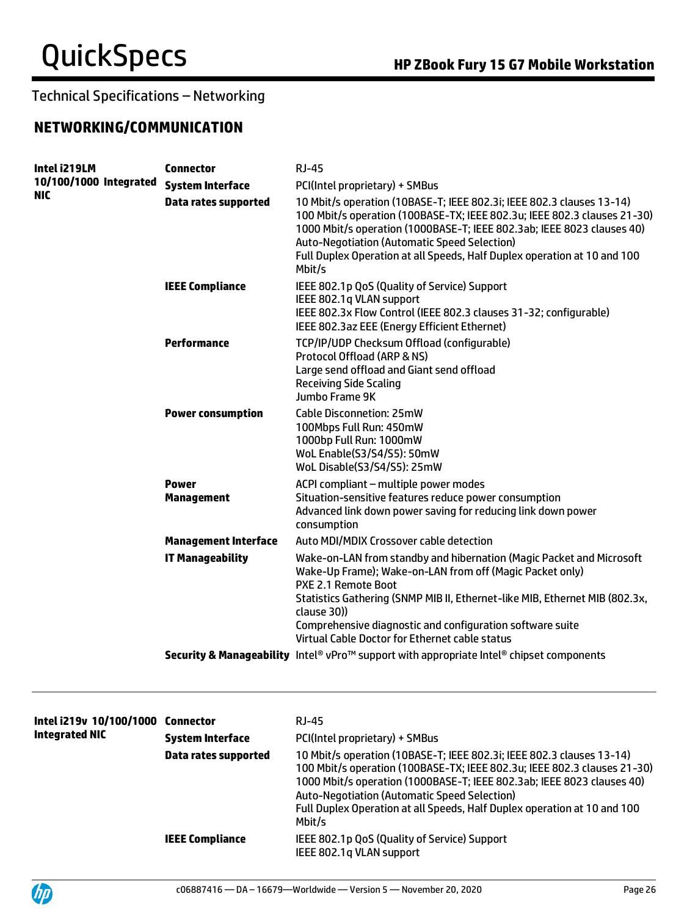Technical Specifications – Networking

## NETWORKING/COMMUNICATION

| | | |
|---|---|---|
| **Intel i219LM 10/100/1000 Integrated NIC** | **Connector** | RJ-45 |
| | **System Interface** | PCI(Intel proprietary) + SMBus |
| | **Data rates supported** | 10 Mbit/s operation (10BASE-T; IEEE 802.3i; IEEE 802.3 clauses 13-14)<br>100 Mbit/s operation (100BASE-TX; IEEE 802.3u; IEEE 802.3 clauses 21-30)<br>1000 Mbit/s operation (1000BASE-T; IEEE 802.3ab; IEEE 8023 clauses 40)<br>Auto-Negotiation (Automatic Speed Selection)<br>Full Duplex Operation at all Speeds, Half Duplex operation at 10 and 100 Mbit/s |
| | **IEEE Compliance** | IEEE 802.1p QoS (Quality of Service) Support<br>IEEE 802.1q VLAN support<br>IEEE 802.3x Flow Control (IEEE 802.3 clauses 31-32; configurable)<br>IEEE 802.3az EEE (Energy Efficient Ethernet) |
| | **Performance** | TCP/IP/UDP Checksum Offload (configurable)<br>Protocol Offload (ARP & NS)<br>Large send offload and Giant send offload<br>Receiving Side Scaling<br>Jumbo Frame 9K |
| | **Power consumption** | Cable Disconnetion: 25mW<br>100Mbps Full Run: 450mW<br>1000bp Full Run: 1000mW<br>WoL Enable(S3/S4/S5): 50mW<br>WoL Disable(S3/S4/S5): 25mW |
| | **Power Management** | ACPI compliant – multiple power modes<br>Situation-sensitive features reduce power consumption<br>Advanced link down power saving for reducing link down power consumption |
| | **Management Interface** | Auto MDI/MDIX Crossover cable detection |
| | **IT Manageability** | Wake-on-LAN from standby and hibernation (Magic Packet and Microsoft Wake-Up Frame); Wake-on-LAN from off (Magic Packet only)<br>PXE 2.1 Remote Boot<br>Statistics Gathering (SNMP MIB II, Ethernet-like MIB, Ethernet MIB (802.3x, clause 30))<br>Comprehensive diagnostic and configuration software suite<br>Virtual Cable Doctor for Ethernet cable status |
| | **Security & Manageability** | Intel® vPro™ support with appropriate Intel® chipset components |

| | | |
|---|---|---|
| **Intel i219v 10/100/1000 Integrated NIC** | **Connector** | RJ-45 |
| | **System Interface** | PCI(Intel proprietary) + SMBus |
| | **Data rates supported** | 10 Mbit/s operation (10BASE-T; IEEE 802.3i; IEEE 802.3 clauses 13-14)<br>100 Mbit/s operation (100BASE-TX; IEEE 802.3u; IEEE 802.3 clauses 21-30)<br>1000 Mbit/s operation (1000BASE-T; IEEE 802.3ab; IEEE 8023 clauses 40)<br>Auto-Negotiation (Automatic Speed Selection)<br>Full Duplex Operation at all Speeds, Half Duplex operation at 10 and 100 Mbit/s |
| | **IEEE Compliance** | IEEE 802.1p QoS (Quality of Service) Support<br>IEEE 802.1q VLAN support |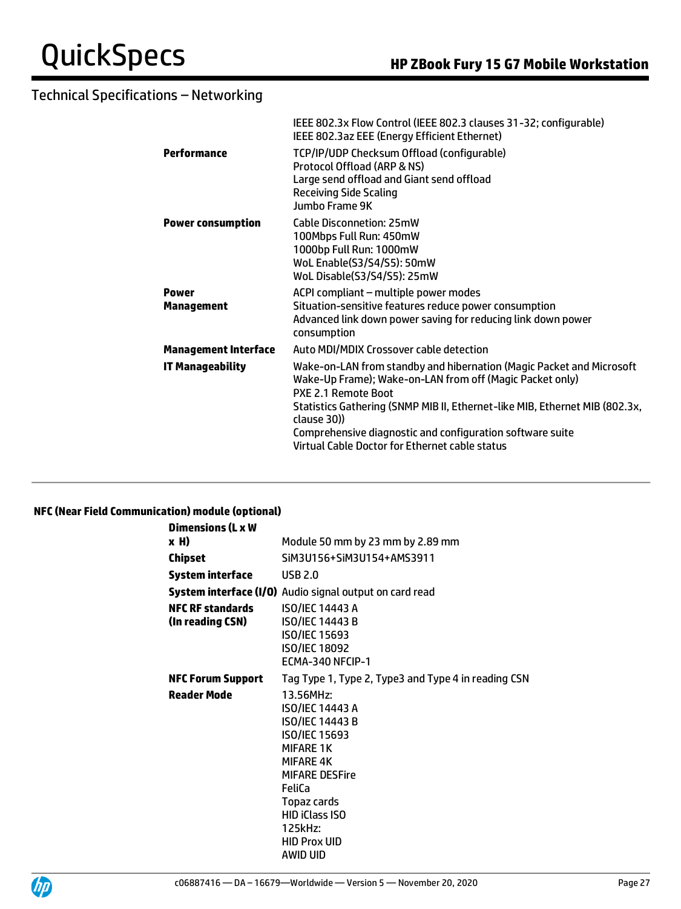## Technical Specifications – Networking

| | |
|---|---|
| | IEEE 802.3x Flow Control (IEEE 802.3 clauses 31-32; configurable)<br>IEEE 802.3az EEE (Energy Efficient Ethernet) |
| **Performance** | TCP/IP/UDP Checksum Offload (configurable)<br>Protocol Offload (ARP & NS)<br>Large send offload and Giant send offload<br>Receiving Side Scaling<br>Jumbo Frame 9K |
| **Power consumption** | Cable Disconnetion: 25mW<br>100Mbps Full Run: 450mW<br>1000bp Full Run: 1000mW<br>WoL Enable(S3/S4/S5): 50mW<br>WoL Disable(S3/S4/S5): 25mW |
| **Power Management** | ACPI compliant – multiple power modes<br>Situation-sensitive features reduce power consumption<br>Advanced link down power saving for reducing link down power consumption |
| **Management Interface** | Auto MDI/MDIX Crossover cable detection |
| **IT Manageability** | Wake-on-LAN from standby and hibernation (Magic Packet and Microsoft Wake-Up Frame); Wake-on-LAN from off (Magic Packet only)<br>PXE 2.1 Remote Boot<br>Statistics Gathering (SNMP MIB II, Ethernet-like MIB, Ethernet MIB (802.3x, clause 30))<br>Comprehensive diagnostic and configuration software suite<br>Virtual Cable Doctor for Ethernet cable status |

### NFC (Near Field Communication) module (optional)

| | |
|---|---|
| **Dimensions (L x W x H)** | Module 50 mm by 23 mm by 2.89 mm |
| **Chipset** | SiM3U156+SiM3U154+AMS3911 |
| **System interface** | USB 2.0 |
| **System interface (I/O)** | Audio signal output on card read |
| **NFC RF standards (In reading CSN)** | ISO/IEC 14443 A<br>ISO/IEC 14443 B<br>ISO/IEC 15693<br>ISO/IEC 18092<br>ECMA-340 NFCIP-1 |
| **NFC Forum Support** | Tag Type 1, Type 2, Type3 and Type 4 in reading CSN |
| **Reader Mode** | 13.56MHz:<br>ISO/IEC 14443 A<br>ISO/IEC 14443 B<br>ISO/IEC 15693<br>MIFARE 1K<br>MIFARE 4K<br>MIFARE DESFire<br>FeliCa<br>Topaz cards<br>HID iClass ISO<br>125kHz:<br>HID Prox UID<br>AWID UID |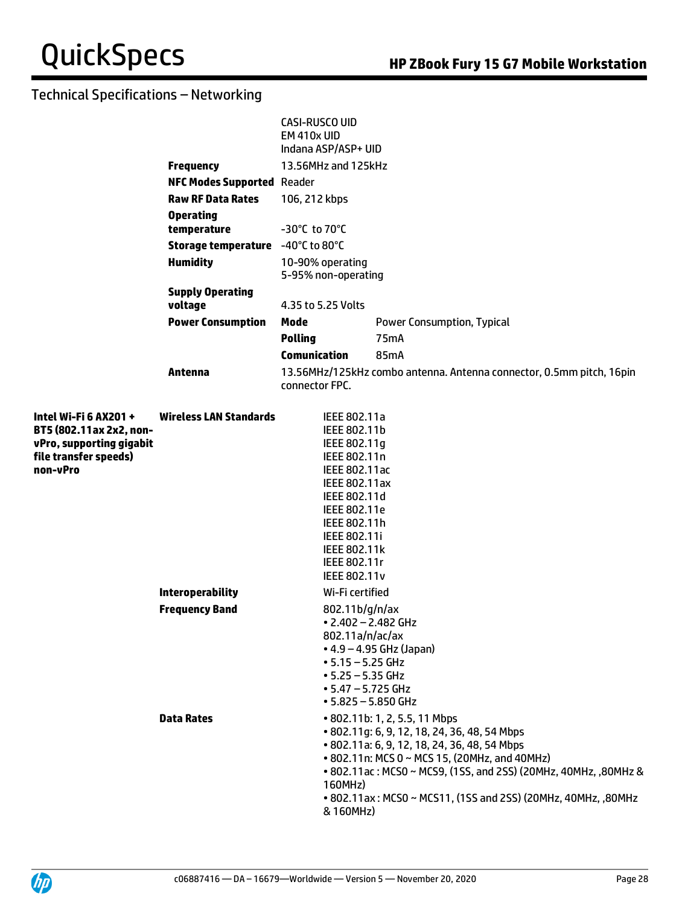## Technical Specifications – Networking

| | | | |
|---|---|---|---|
| | | CASI-RUSCO UID<br>EM 410x UID<br>Indana ASP/ASP+ UID | |
| | **Frequency** | 13.56MHz and 125kHz | |
| | **NFC Modes Supported** | Reader | |
| | **Raw RF Data Rates** | 106, 212 kbps | |
| | **Operating temperature** | -30°C to 70°C | |
| | **Storage temperature** | -40°C to 80°C | |
| | **Humidity** | 10-90% operating<br>5-95% non-operating | |
| | **Supply Operating voltage** | 4.35 to 5.25 Volts | |
| | **Power Consumption** | **Mode** | Power Consumption, Typical |
| | | **Polling** | 75mA |
| | | **Comunication** | 85mA |
| | **Antenna** | 13.56MHz/125kHz combo antenna. Antenna connector, 0.5mm pitch, 16pin connector FPC. | |
| **Intel Wi-Fi 6 AX201 + BT5 (802.11ax 2x2, non-vPro, supporting gigabit file transfer speeds) non-vPro** | **Wireless LAN Standards** | IEEE 802.11a<br>IEEE 802.11b<br>IEEE 802.11g<br>IEEE 802.11n<br>IEEE 802.11ac<br>IEEE 802.11ax<br>IEEE 802.11d<br>IEEE 802.11e<br>IEEE 802.11h<br>IEEE 802.11i<br>IEEE 802.11k<br>IEEE 802.11r<br>IEEE 802.11v | |
| | **Interoperability** | Wi-Fi certified | |
| | **Frequency Band** | 802.11b/g/n/ax<br>• 2.402 – 2.482 GHz<br>802.11a/n/ac/ax<br>• 4.9 – 4.95 GHz (Japan)<br>• 5.15 – 5.25 GHz<br>• 5.25 – 5.35 GHz<br>• 5.47 – 5.725 GHz<br>• 5.825 – 5.850 GHz | |
| | **Data Rates** | • 802.11b: 1, 2, 5.5, 11 Mbps<br>• 802.11g: 6, 9, 12, 18, 24, 36, 48, 54 Mbps<br>• 802.11a: 6, 9, 12, 18, 24, 36, 48, 54 Mbps<br>• 802.11n: MCS 0 ~ MCS 15, (20MHz, and 40MHz)<br>• 802.11ac : MCS0 ~ MCS9, (1SS, and 2SS) (20MHz, 40MHz, ,80MHz & 160MHz)<br>• 802.11ax : MCS0 ~ MCS11, (1SS and 2SS) (20MHz, 40MHz, ,80MHz & 160MHz) | |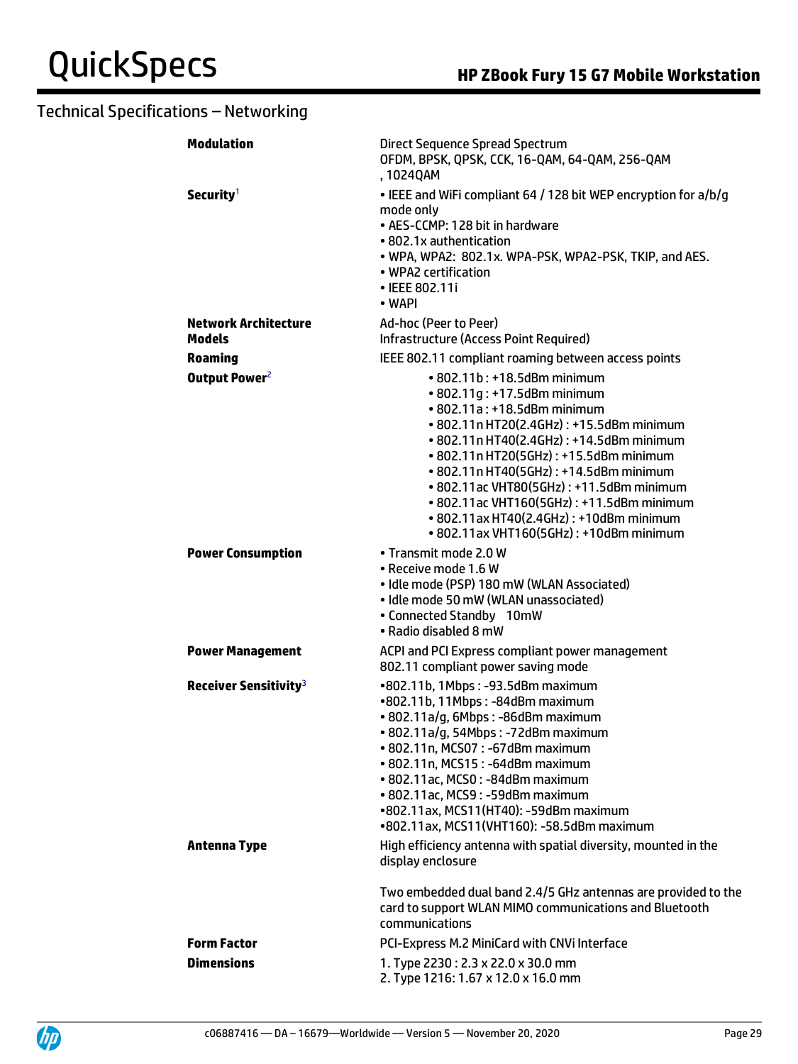## Technical Specifications – Networking

| | |
|---|---|
| **Modulation** | Direct Sequence Spread Spectrum<br>OFDM, BPSK, QPSK, CCK, 16-QAM, 64-QAM, 256-QAM<br>, 1024QAM |
| **Security**[1] | • IEEE and WiFi compliant 64 / 128 bit WEP encryption for a/b/g mode only<br>• AES-CCMP: 128 bit in hardware<br>• 802.1x authentication<br>• WPA, WPA2: 802.1x. WPA-PSK, WPA2-PSK, TKIP, and AES.<br>• WPA2 certification<br>• IEEE 802.11i<br>• WAPI |
| **Network Architecture Models** | Ad-hoc (Peer to Peer)<br>Infrastructure (Access Point Required) |
| **Roaming** | IEEE 802.11 compliant roaming between access points |
| **Output Power**[2] | • 802.11b : +18.5dBm minimum<br>• 802.11g : +17.5dBm minimum<br>• 802.11a : +18.5dBm minimum<br>• 802.11n HT20(2.4GHz) : +15.5dBm minimum<br>• 802.11n HT40(2.4GHz) : +14.5dBm minimum<br>• 802.11n HT20(5GHz) : +15.5dBm minimum<br>• 802.11n HT40(5GHz) : +14.5dBm minimum<br>• 802.11ac VHT80(5GHz) : +11.5dBm minimum<br>• 802.11ac VHT160(5GHz) : +11.5dBm minimum<br>• 802.11ax HT40(2.4GHz) : +10dBm minimum<br>• 802.11ax VHT160(5GHz) : +10dBm minimum |
| **Power Consumption** | • Transmit mode 2.0 W<br>• Receive mode 1.6 W<br>• Idle mode (PSP) 180 mW (WLAN Associated)<br>• Idle mode 50 mW (WLAN unassociated)<br>• Connected Standby 10mW<br>• Radio disabled 8 mW |
| **Power Management** | ACPI and PCI Express compliant power management<br>802.11 compliant power saving mode |
| **Receiver Sensitivity**[3] | •802.11b, 1Mbps : -93.5dBm maximum<br>•802.11b, 11Mbps : -84dBm maximum<br>• 802.11a/g, 6Mbps : -86dBm maximum<br>• 802.11a/g, 54Mbps : -72dBm maximum<br>• 802.11n, MCS07 : -67dBm maximum<br>• 802.11n, MCS15 : -64dBm maximum<br>• 802.11ac, MCS0 : -84dBm maximum<br>• 802.11ac, MCS9 : -59dBm maximum<br>•802.11ax, MCS11(HT40): -59dBm maximum<br>•802.11ax, MCS11(VHT160): -58.5dBm maximum |
| **Antenna Type** | High efficiency antenna with spatial diversity, mounted in the display enclosure<br><br>Two embedded dual band 2.4/5 GHz antennas are provided to the card to support WLAN MIMO communications and Bluetooth communications |
| **Form Factor** | PCI-Express M.2 MiniCard with CNVi Interface |
| **Dimensions** | 1. Type 2230 : 2.3 x 22.0 x 30.0 mm<br>2. Type 1216: 1.67 x 12.0 x 16.0 mm |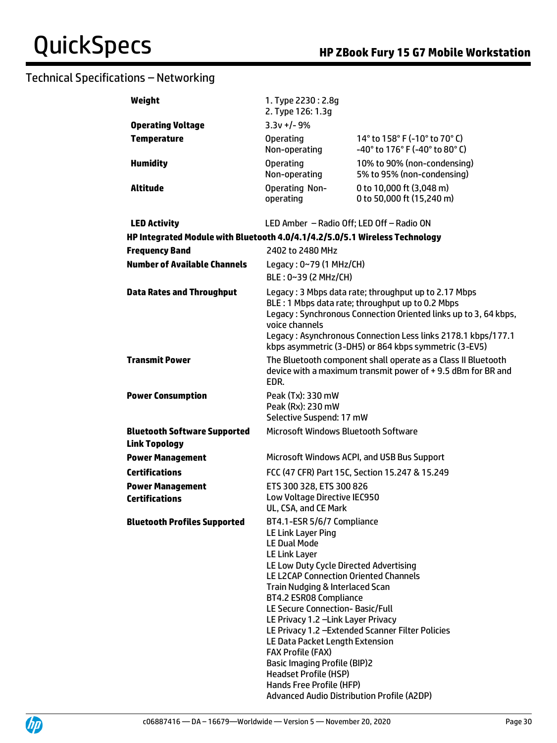## Technical Specifications – Networking

| | | |
|---|---|---|
| **Weight** | 1. Type 2230 : 2.8g<br>2. Type 126: 1.3g | |
| **Operating Voltage** | 3.3v +/- 9% | |
| **Temperature** | Operating<br>Non-operating | 14° to 158° F (-10° to 70° C)<br>-40° to 176° F (-40° to 80° C) |
| **Humidity** | Operating<br>Non-operating | 10% to 90% (non-condensing)<br>5% to 95% (non-condensing) |
| **Altitude** | Operating Non-operating | 0 to 10,000 ft (3,048 m)<br>0 to 50,000 ft (15,240 m) |
| **LED Activity** | LED Amber – Radio Off; LED Off – Radio ON | |

**HP Integrated Module with Bluetooth 4.0/4.1/4.2/5.0/5.1 Wireless Technology**

| | |
|---|---|
| **Frequency Band** | 2402 to 2480 MHz |
| **Number of Available Channels** | Legacy : 0~79 (1 MHz/CH)<br>BLE : 0~39 (2 MHz/CH) |
| **Data Rates and Throughput** | Legacy : 3 Mbps data rate; throughput up to 2.17 Mbps<br>BLE : 1 Mbps data rate; throughput up to 0.2 Mbps<br>Legacy : Synchronous Connection Oriented links up to 3, 64 kbps, voice channels<br>Legacy : Asynchronous Connection Less links 2178.1 kbps/177.1 kbps asymmetric (3-DH5) or 864 kbps symmetric (3-EV5) |
| **Transmit Power** | The Bluetooth component shall operate as a Class II Bluetooth device with a maximum transmit power of + 9.5 dBm for BR and EDR. |
| **Power Consumption** | Peak (Tx): 330 mW<br>Peak (Rx): 230 mW<br>Selective Suspend: 17 mW |
| **Bluetooth Software Supported** | Microsoft Windows Bluetooth Software |
| **Link Topology** | |
| **Power Management** | Microsoft Windows ACPI, and USB Bus Support |
| **Certifications** | FCC (47 CFR) Part 15C, Section 15.247 & 15.249 |
| **Power Management Certifications** | ETS 300 328, ETS 300 826<br>Low Voltage Directive IEC950<br>UL, CSA, and CE Mark |
| **Bluetooth Profiles Supported** | BT4.1-ESR 5/6/7 Compliance<br>LE Link Layer Ping<br>LE Dual Mode<br>LE Link Layer<br>LE Low Duty Cycle Directed Advertising<br>LE L2CAP Connection Oriented Channels<br>Train Nudging & Interlaced Scan<br>BT4.2 ESR08 Compliance<br>LE Secure Connection- Basic/Full<br>LE Privacy 1.2 –Link Layer Privacy<br>LE Privacy 1.2 –Extended Scanner Filter Policies<br>LE Data Packet Length Extension<br>FAX Profile (FAX)<br>Basic Imaging Profile (BIP)2<br>Headset Profile (HSP)<br>Hands Free Profile (HFP)<br>Advanced Audio Distribution Profile (A2DP) |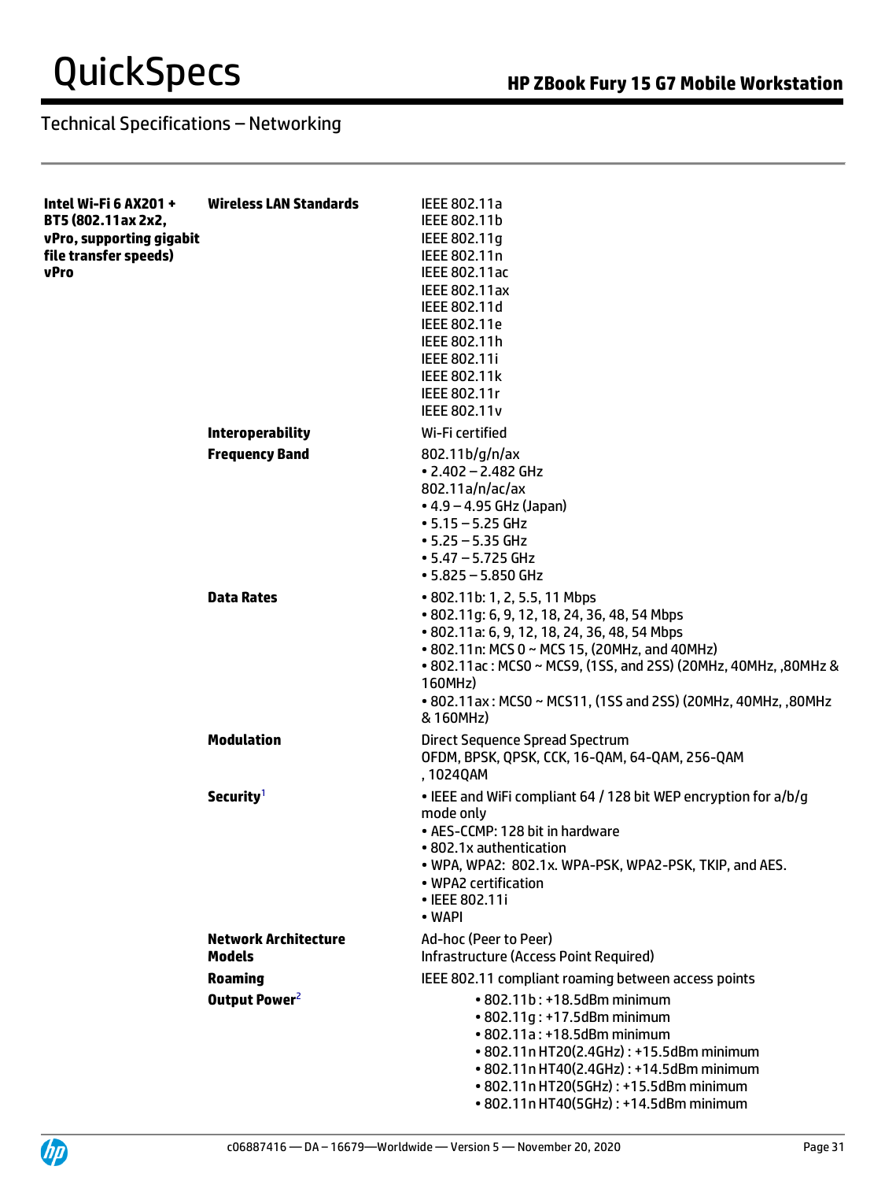## Technical Specifications – Networking

| | | |
|---|---|---|
| **Intel Wi-Fi 6 AX201 + BT5 (802.11ax 2x2, vPro, supporting gigabit file transfer speeds) vPro** | **Wireless LAN Standards** | IEEE 802.11a<br>IEEE 802.11b<br>IEEE 802.11g<br>IEEE 802.11n<br>IEEE 802.11ac<br>IEEE 802.11ax<br>IEEE 802.11d<br>IEEE 802.11e<br>IEEE 802.11h<br>IEEE 802.11i<br>IEEE 802.11k<br>IEEE 802.11r<br>IEEE 802.11v |
| | **Interoperability** | Wi-Fi certified |
| | **Frequency Band** | 802.11b/g/n/ax<br>• 2.402 – 2.482 GHz<br>802.11a/n/ac/ax<br>• 4.9 – 4.95 GHz (Japan)<br>• 5.15 – 5.25 GHz<br>• 5.25 – 5.35 GHz<br>• 5.47 – 5.725 GHz<br>• 5.825 – 5.850 GHz |
| | **Data Rates** | • 802.11b: 1, 2, 5.5, 11 Mbps<br>• 802.11g: 6, 9, 12, 18, 24, 36, 48, 54 Mbps<br>• 802.11a: 6, 9, 12, 18, 24, 36, 48, 54 Mbps<br>• 802.11n: MCS 0 ~ MCS 15, (20MHz, and 40MHz)<br>• 802.11ac : MCS0 ~ MCS9, (1SS, and 2SS) (20MHz, 40MHz, ,80MHz & 160MHz)<br>• 802.11ax : MCS0 ~ MCS11, (1SS and 2SS) (20MHz, 40MHz, ,80MHz & 160MHz) |
| | **Modulation** | Direct Sequence Spread Spectrum<br>OFDM, BPSK, QPSK, CCK, 16-QAM, 64-QAM, 256-QAM , 1024QAM |
| | **Security**[1] | • IEEE and WiFi compliant 64 / 128 bit WEP encryption for a/b/g mode only<br>• AES-CCMP: 128 bit in hardware<br>• 802.1x authentication<br>• WPA, WPA2: 802.1x. WPA-PSK, WPA2-PSK, TKIP, and AES.<br>• WPA2 certification<br>• IEEE 802.11i<br>• WAPI |
| | **Network Architecture Models** | Ad-hoc (Peer to Peer)<br>Infrastructure (Access Point Required) |
| | **Roaming** | IEEE 802.11 compliant roaming between access points |
| | **Output Power**[2] | • 802.11b : +18.5dBm minimum<br>• 802.11g : +17.5dBm minimum<br>• 802.11a : +18.5dBm minimum<br>• 802.11n HT20(2.4GHz) : +15.5dBm minimum<br>• 802.11n HT40(2.4GHz) : +14.5dBm minimum<br>• 802.11n HT20(5GHz) : +15.5dBm minimum<br>• 802.11n HT40(5GHz) : +14.5dBm minimum |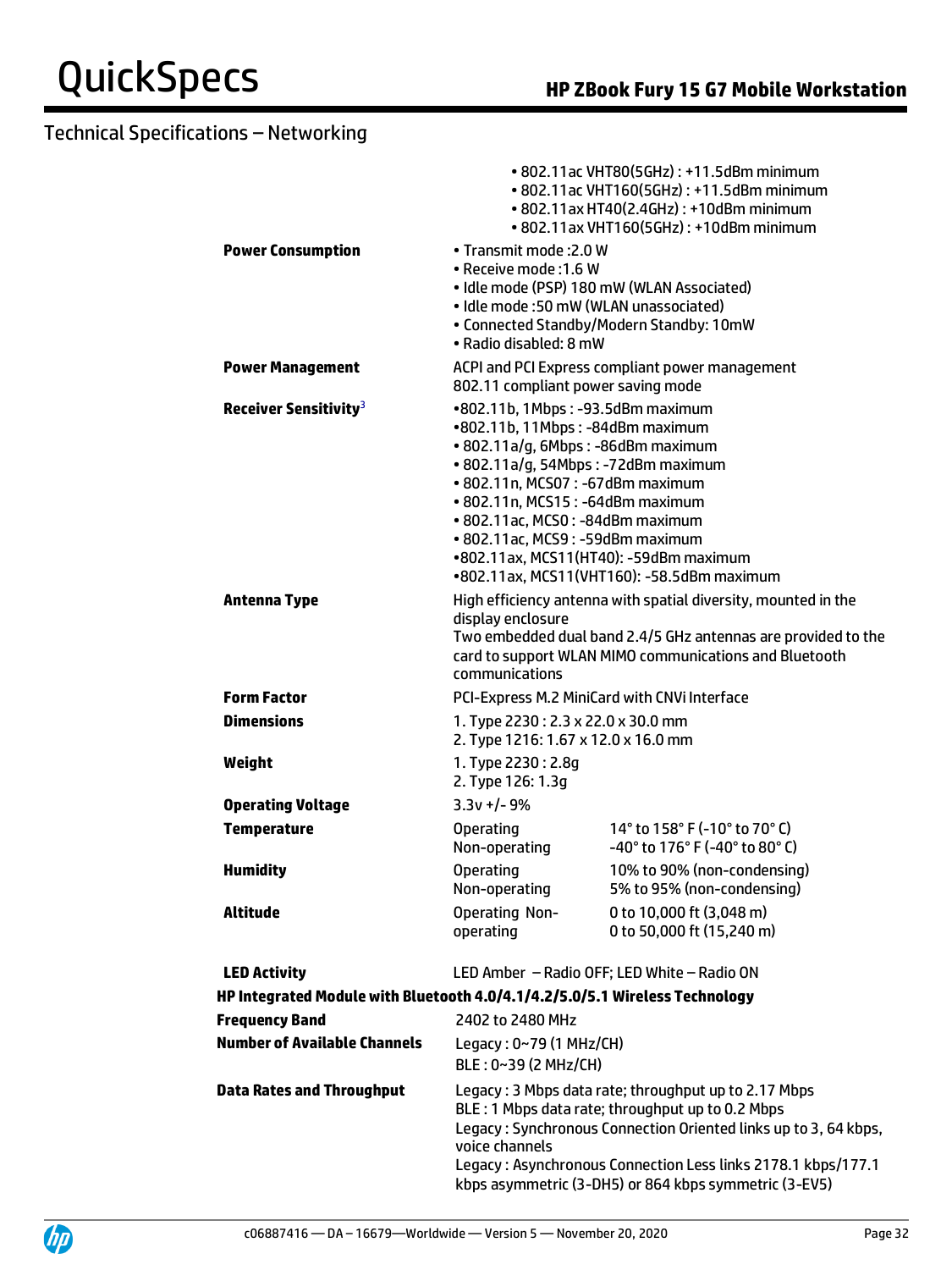## Technical Specifications – Networking

| | | |
|---|---|---|
| | • 802.11ac VHT80(5GHz) : +11.5dBm minimum<br>• 802.11ac VHT160(5GHz) : +11.5dBm minimum<br>• 802.11ax HT40(2.4GHz) : +10dBm minimum<br>• 802.11ax VHT160(5GHz) : +10dBm minimum | |
| **Power Consumption** | • Transmit mode :2.0 W<br>• Receive mode :1.6 W<br>• Idle mode (PSP) 180 mW (WLAN Associated)<br>• Idle mode :50 mW (WLAN unassociated)<br>• Connected Standby/Modern Standby: 10mW<br>• Radio disabled: 8 mW | |
| **Power Management** | ACPI and PCI Express compliant power management<br>802.11 compliant power saving mode | |
| **Receiver Sensitivity**[3] | •802.11b, 1Mbps : -93.5dBm maximum<br>•802.11b, 11Mbps : -84dBm maximum<br>• 802.11a/g, 6Mbps : -86dBm maximum<br>• 802.11a/g, 54Mbps : -72dBm maximum<br>• 802.11n, MCS07 : -67dBm maximum<br>• 802.11n, MCS15 : -64dBm maximum<br>• 802.11ac, MCS0 : -84dBm maximum<br>• 802.11ac, MCS9 : -59dBm maximum<br>•802.11ax, MCS11(HT40): -59dBm maximum<br>•802.11ax, MCS11(VHT160): -58.5dBm maximum | |
| **Antenna Type** | High efficiency antenna with spatial diversity, mounted in the display enclosure<br>Two embedded dual band 2.4/5 GHz antennas are provided to the card to support WLAN MIMO communications and Bluetooth communications | |
| **Form Factor** | PCI-Express M.2 MiniCard with CNVi Interface | |
| **Dimensions** | 1. Type 2230 : 2.3 x 22.0 x 30.0 mm<br>2. Type 1216: 1.67 x 12.0 x 16.0 mm | |
| **Weight** | 1. Type 2230 : 2.8g<br>2. Type 126: 1.3g | |
| **Operating Voltage** | 3.3v +/- 9% | |
| **Temperature** | Operating<br>Non-operating | 14° to 158° F (-10° to 70° C)<br>-40° to 176° F (-40° to 80° C) |
| **Humidity** | Operating<br>Non-operating | 10% to 90% (non-condensing)<br>5% to 95% (non-condensing) |
| **Altitude** | Operating Non-operating | 0 to 10,000 ft (3,048 m)<br>0 to 50,000 ft (15,240 m) |
| **LED Activity** | LED Amber – Radio OFF; LED White – Radio ON | |

**HP Integrated Module with Bluetooth 4.0/4.1/4.2/5.0/5.1 Wireless Technology**

| | |
|---|---|
| **Frequency Band** | 2402 to 2480 MHz |
| **Number of Available Channels** | Legacy : 0~79 (1 MHz/CH)<br>BLE : 0~39 (2 MHz/CH) |
| **Data Rates and Throughput** | Legacy : 3 Mbps data rate; throughput up to 2.17 Mbps<br>BLE : 1 Mbps data rate; throughput up to 0.2 Mbps<br>Legacy : Synchronous Connection Oriented links up to 3, 64 kbps, voice channels<br>Legacy : Asynchronous Connection Less links 2178.1 kbps/177.1 kbps asymmetric (3-DH5) or 864 kbps symmetric (3-EV5) |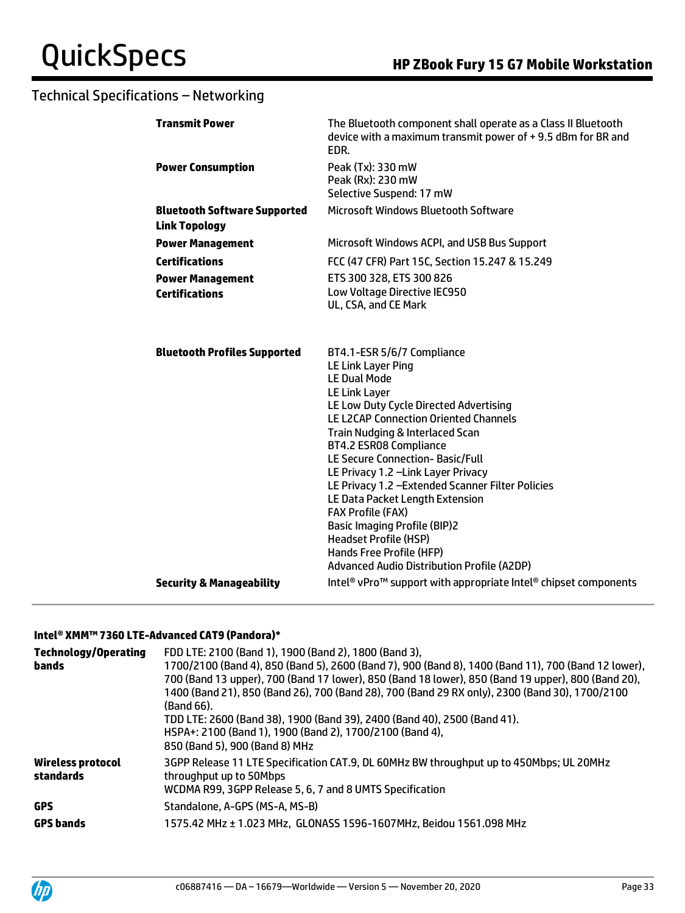## Technical Specifications – Networking

| | |
|---|---|
| **Transmit Power** | The Bluetooth component shall operate as a Class II Bluetooth device with a maximum transmit power of + 9.5 dBm for BR and EDR. |
| **Power Consumption** | Peak (Tx): 330 mW<br>Peak (Rx): 230 mW<br>Selective Suspend: 17 mW |
| **Bluetooth Software Supported** | Microsoft Windows Bluetooth Software |
| **Link Topology** | |
| **Power Management** | Microsoft Windows ACPI, and USB Bus Support |
| **Certifications** | FCC (47 CFR) Part 15C, Section 15.247 & 15.249 |
| **Power Management Certifications** | ETS 300 328, ETS 300 826<br>Low Voltage Directive IEC950<br>UL, CSA, and CE Mark |
| **Bluetooth Profiles Supported** | BT4.1-ESR 5/6/7 Compliance<br>LE Link Layer Ping<br>LE Dual Mode<br>LE Link Layer<br>LE Low Duty Cycle Directed Advertising<br>LE L2CAP Connection Oriented Channels<br>Train Nudging & Interlaced Scan<br>BT4.2 ESR08 Compliance<br>LE Secure Connection- Basic/Full<br>LE Privacy 1.2 –Link Layer Privacy<br>LE Privacy 1.2 –Extended Scanner Filter Policies<br>LE Data Packet Length Extension<br>FAX Profile (FAX)<br>Basic Imaging Profile (BIP)2<br>Headset Profile (HSP)<br>Hands Free Profile (HFP)<br>Advanced Audio Distribution Profile (A2DP) |
| **Security & Manageability** | Intel® vPro™ support with appropriate Intel® chipset components |

### Intel® XMM™ 7360 LTE-Advanced CAT9 (Pandora)*

| | |
|---|---|
| **Technology/Operating bands** | FDD LTE: 2100 (Band 1), 1900 (Band 2), 1800 (Band 3), 1700/2100 (Band 4), 850 (Band 5), 2600 (Band 7), 900 (Band 8), 1400 (Band 11), 700 (Band 12 lower), 700 (Band 13 upper), 700 (Band 17 lower), 850 (Band 18 lower), 850 (Band 19 upper), 800 (Band 20), 1400 (Band 21), 850 (Band 26), 700 (Band 28), 700 (Band 29 RX only), 2300 (Band 30), 1700/2100 (Band 66).<br>TDD LTE: 2600 (Band 38), 1900 (Band 39), 2400 (Band 40), 2500 (Band 41).<br>HSPA+: 2100 (Band 1), 1900 (Band 2), 1700/2100 (Band 4), 850 (Band 5), 900 (Band 8) MHz |
| **Wireless protocol standards** | 3GPP Release 11 LTE Specification CAT.9, DL 60MHz BW throughput up to 450Mbps; UL 20MHz throughput up to 50Mbps<br>WCDMA R99, 3GPP Release 5, 6, 7 and 8 UMTS Specification |
| **GPS** | Standalone, A-GPS (MS-A, MS-B) |
| **GPS bands** | 1575.42 MHz ± 1.023 MHz, GLONASS 1596-1607MHz, Beidou 1561.098 MHz |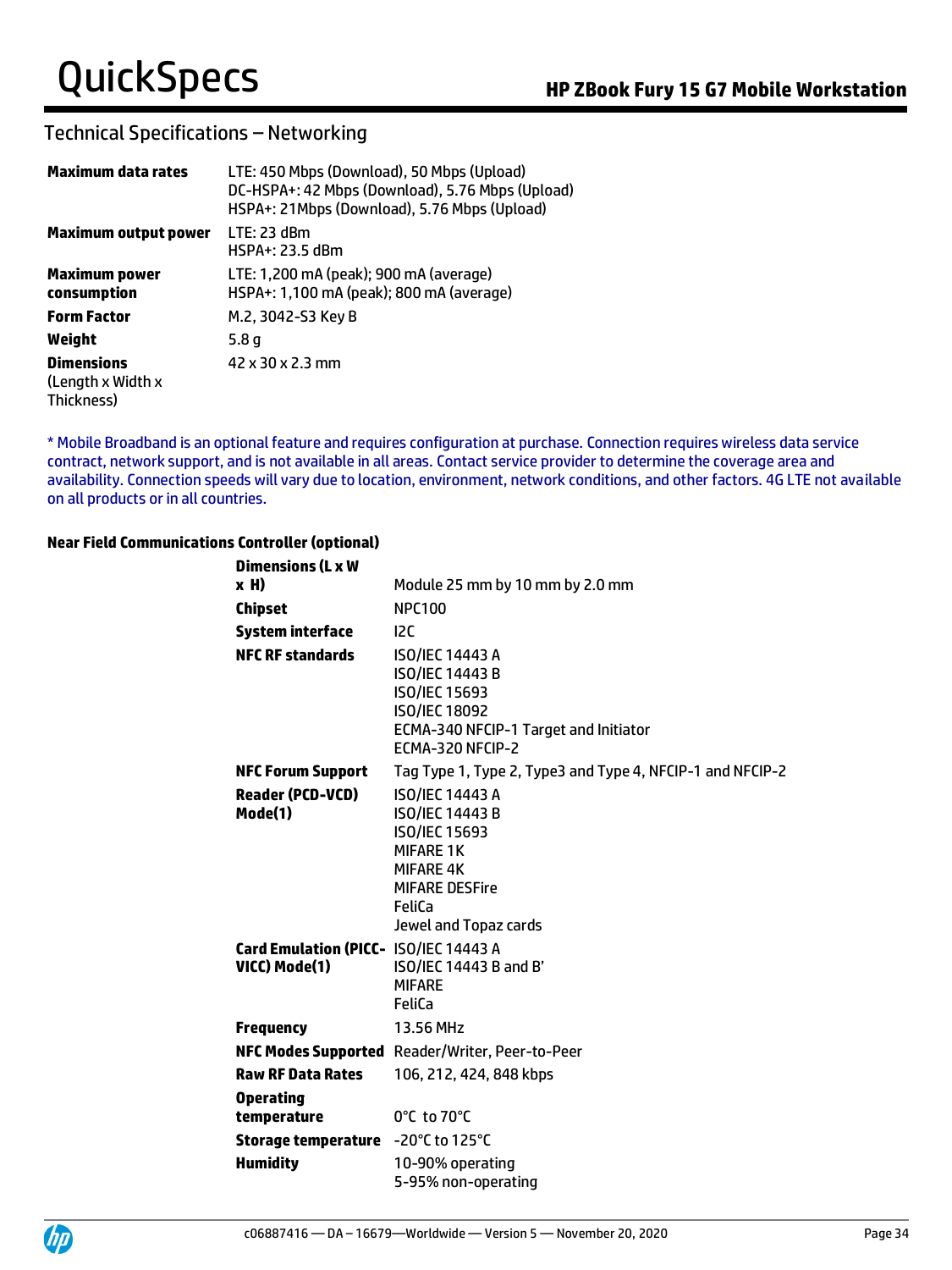## Technical Specifications – Networking

| | |
|---|---|
| **Maximum data rates** | LTE: 450 Mbps (Download), 50 Mbps (Upload)<br>DC-HSPA+: 42 Mbps (Download), 5.76 Mbps (Upload)<br>HSPA+: 21Mbps (Download), 5.76 Mbps (Upload) |
| **Maximum output power** | LTE: 23 dBm<br>HSPA+: 23.5 dBm |
| **Maximum power consumption** | LTE: 1,200 mA (peak); 900 mA (average)<br>HSPA+: 1,100 mA (peak); 800 mA (average) |
| **Form Factor** | M.2, 3042-S3 Key B |
| **Weight** | 5.8 g |
| **Dimensions** (Length x Width x Thickness) | 42 x 30 x 2.3 mm |

* Mobile Broadband is an optional feature and requires configuration at purchase. Connection requires wireless data service contract, network support, and is not available in all areas. Contact service provider to determine the coverage area and availability. Connection speeds will vary due to location, environment, network conditions, and other factors. 4G LTE not available on all products or in all countries.

**Near Field Communications Controller (optional)**

| | |
|---|---|
| **Dimensions (L x W x H)** | Module 25 mm by 10 mm by 2.0 mm |
| **Chipset** | NPC100 |
| **System interface** | I2C |
| **NFC RF standards** | ISO/IEC 14443 A<br>ISO/IEC 14443 B<br>ISO/IEC 15693<br>ISO/IEC 18092<br>ECMA-340 NFCIP-1 Target and Initiator<br>ECMA-320 NFCIP-2 |
| **NFC Forum Support** | Tag Type 1, Type 2, Type3 and Type 4, NFCIP-1 and NFCIP-2 |
| **Reader (PCD-VCD) Mode(1)** | ISO/IEC 14443 A<br>ISO/IEC 14443 B<br>ISO/IEC 15693<br>MIFARE 1K<br>MIFARE 4K<br>MIFARE DESFire<br>FeliCa<br>Jewel and Topaz cards |
| **Card Emulation (PICC-VICC) Mode(1)** | ISO/IEC 14443 A<br>ISO/IEC 14443 B and B'<br>MIFARE<br>FeliCa |
| **Frequency** | 13.56 MHz |
| **NFC Modes Supported** | Reader/Writer, Peer-to-Peer |
| **Raw RF Data Rates** | 106, 212, 424, 848 kbps |
| **Operating temperature** | 0°C to 70°C |
| **Storage temperature** | -20°C to 125°C |
| **Humidity** | 10-90% operating<br>5-95% non-operating |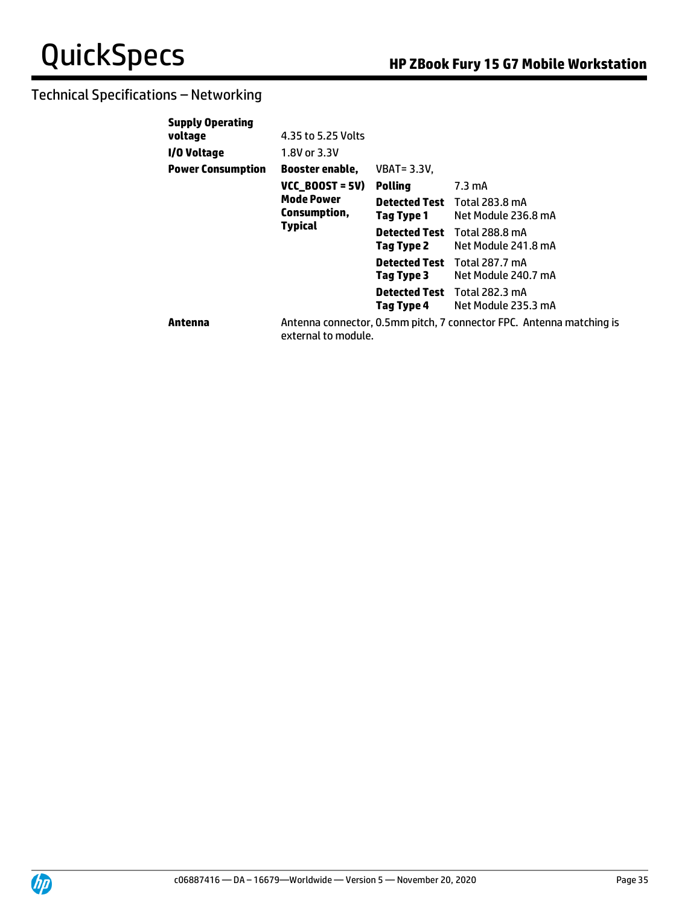## Technical Specifications – Networking

| | | | |
|---|---|---|---|
| **Supply Operating voltage** | 4.35 to 5.25 Volts | | |
| **I/O Voltage** | 1.8V or 3.3V | | |
| **Power Consumption** | **Booster enable, VCC_BOOST = 5V) Mode Power Consumption, Typical** | VBAT= 3.3V, | |
| | | **Polling** | 7.3 mA |
| | | **Detected Test Tag Type 1** | Total 283.8 mA<br>Net Module 236.8 mA |
| | | **Detected Test Tag Type 2** | Total 288.8 mA<br>Net Module 241.8 mA |
| | | **Detected Test Tag Type 3** | Total 287.7 mA<br>Net Module 240.7 mA |
| | | **Detected Test Tag Type 4** | Total 282.3 mA<br>Net Module 235.3 mA |
| **Antenna** | Antenna connector, 0.5mm pitch, 7 connector FPC. Antenna matching is external to module. | | |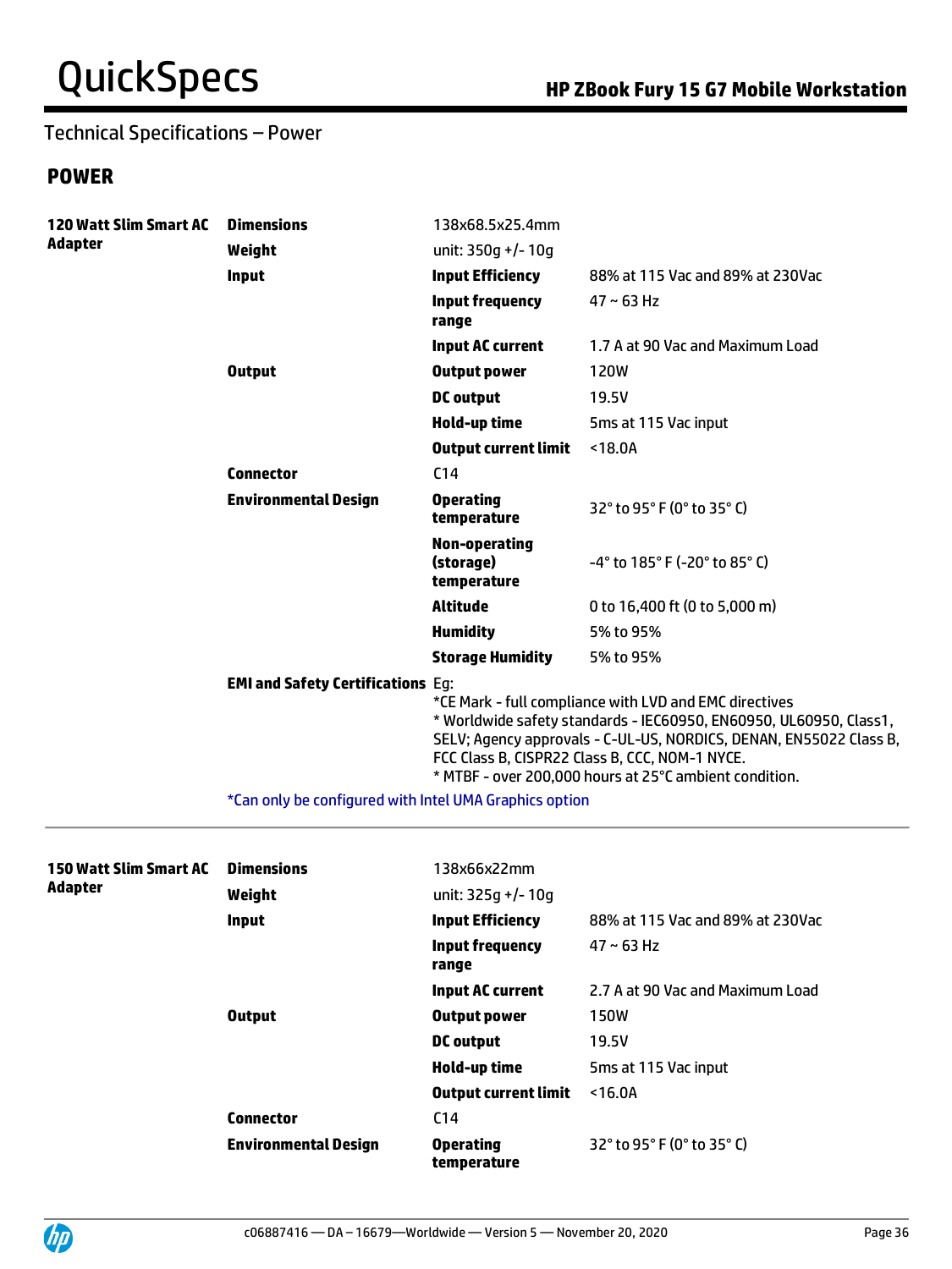## Technical Specifications – Power

### POWER

| | | | |
|---|---|---|---|
| **120 Watt Slim Smart AC Adapter** | **Dimensions** | 138x68.5x25.4mm | |
| | **Weight** | unit: 350g +/- 10g | |
| | **Input** | **Input Efficiency** | 88% at 115 Vac and 89% at 230Vac |
| | | **Input frequency range** | 47 ~ 63 Hz |
| | | **Input AC current** | 1.7 A at 90 Vac and Maximum Load |
| | **Output** | **Output power** | 120W |
| | | **DC output** | 19.5V |
| | | **Hold-up time** | 5ms at 115 Vac input |
| | | **Output current limit** | <18.0A |
| | **Connector** | C14 | |
| | **Environmental Design** | **Operating temperature** | 32° to 95° F (0° to 35° C) |
| | | **Non-operating (storage) temperature** | -4° to 185° F (-20° to 85° C) |
| | | **Altitude** | 0 to 16,400 ft (0 to 5,000 m) |
| | | **Humidity** | 5% to 95% |
| | | **Storage Humidity** | 5% to 95% |
| | **EMI and Safety Certifications** | Eg:<br>*CE Mark - full compliance with LVD and EMC directives<br>* Worldwide safety standards - IEC60950, EN60950, UL60950, Class1, SELV; Agency approvals - C-UL-US, NORDICS, DENAN, EN55022 Class B, FCC Class B, CISPR22 Class B, CCC, NOM-1 NYCE.<br>* MTBF - over 200,000 hours at 25°C ambient condition. | |

*Can only be configured with Intel UMA Graphics option

| | | | |
|---|---|---|---|
| **150 Watt Slim Smart AC Adapter** | **Dimensions** | 138x66x22mm | |
| | **Weight** | unit: 325g +/- 10g | |
| | **Input** | **Input Efficiency** | 88% at 115 Vac and 89% at 230Vac |
| | | **Input frequency range** | 47 ~ 63 Hz |
| | | **Input AC current** | 2.7 A at 90 Vac and Maximum Load |
| | **Output** | **Output power** | 150W |
| | | **DC output** | 19.5V |
| | | **Hold-up time** | 5ms at 115 Vac input |
| | | **Output current limit** | <16.0A |
| | **Connector** | C14 | |
| | **Environmental Design** | **Operating temperature** | 32° to 95° F (0° to 35° C) |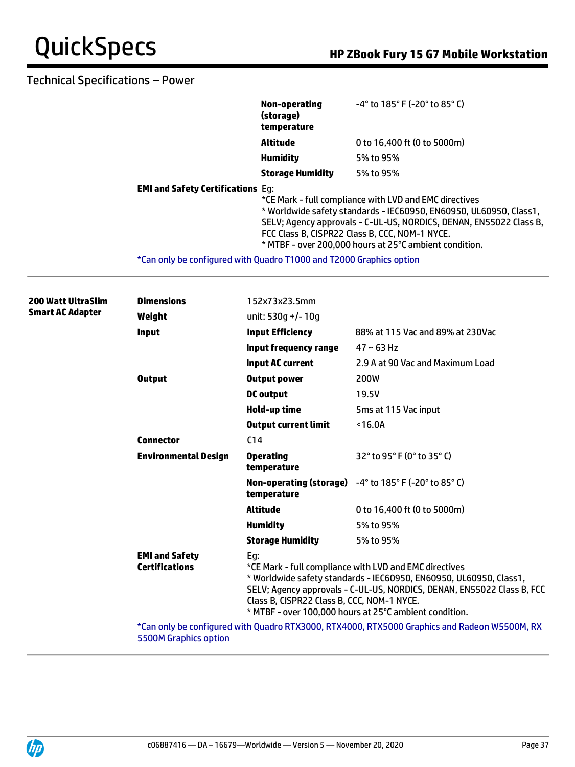## Technical Specifications – Power

| | | |
|---|---|---|
| | **Non-operating (storage) temperature** | -4° to 185° F (-20° to 85° C) |
| | **Altitude** | 0 to 16,400 ft (0 to 5000m) |
| | **Humidity** | 5% to 95% |
| | **Storage Humidity** | 5% to 95% |
| **EMI and Safety Certifications** | Eg:<br>*CE Mark - full compliance with LVD and EMC directives<br>* Worldwide safety standards - IEC60950, EN60950, UL60950, Class1, SELV; Agency approvals - C-UL-US, NORDICS, DENAN, EN55022 Class B, FCC Class B, CISPR22 Class B, CCC, NOM-1 NYCE.<br>* MTBF - over 200,000 hours at 25°C ambient condition. | |

*Can only be configured with Quadro T1000 and T2000 Graphics option

| | | | |
|---|---|---|---|
| **200 Watt UltraSlim Smart AC Adapter** | **Dimensions** | 152x73x23.5mm | |
| | **Weight** | unit: 530g +/- 10g | |
| | **Input** | **Input Efficiency** | 88% at 115 Vac and 89% at 230Vac |
| | | **Input frequency range** | 47 ~ 63 Hz |
| | | **Input AC current** | 2.9 A at 90 Vac and Maximum Load |
| | **Output** | **Output power** | 200W |
| | | **DC output** | 19.5V |
| | | **Hold-up time** | 5ms at 115 Vac input |
| | | **Output current limit** | <16.0A |
| | **Connector** | C14 | |
| | **Environmental Design** | **Operating temperature** | 32° to 95° F (0° to 35° C) |
| | | **Non-operating (storage) temperature** | -4° to 185° F (-20° to 85° C) |
| | | **Altitude** | 0 to 16,400 ft (0 to 5000m) |
| | | **Humidity** | 5% to 95% |
| | | **Storage Humidity** | 5% to 95% |
| | **EMI and Safety Certifications** | Eg:<br>*CE Mark - full compliance with LVD and EMC directives<br>* Worldwide safety standards - IEC60950, EN60950, UL60950, Class1, SELV; Agency approvals - C-UL-US, NORDICS, DENAN, EN55022 Class B, FCC Class B, CISPR22 Class B, CCC, NOM-1 NYCE.<br>* MTBF - over 100,000 hours at 25°C ambient condition. | |

*Can only be configured with Quadro RTX3000, RTX4000, RTX5000 Graphics and Radeon W5500M, RX 5500M Graphics option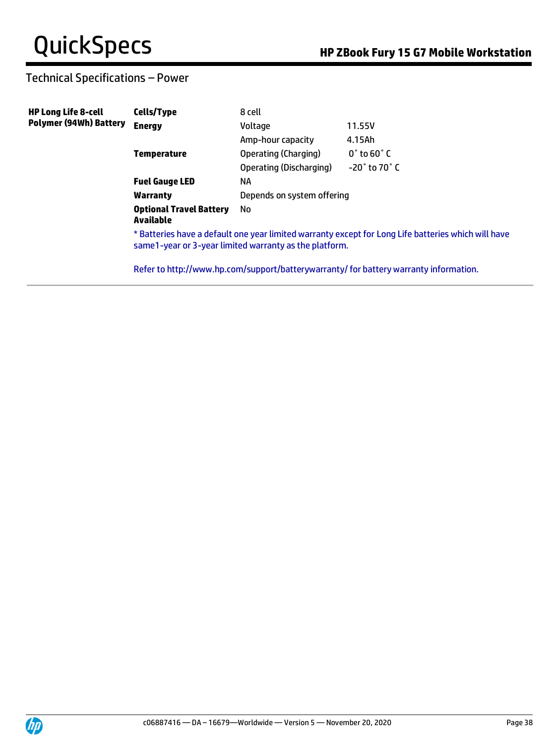## Technical Specifications – Power

| HP Long Life 8-cell Polymer (94Wh) Battery | | | |
|---|---|---|---|
| | **Cells/Type** | 8 cell | |
| | **Energy** | Voltage | 11.55V |
| | | Amp-hour capacity | 4.15Ah |
| | **Temperature** | Operating (Charging) | 0˚ to 60˚ C |
| | | Operating (Discharging) | -20˚ to 70˚ C |
| | **Fuel Gauge LED** | NA | |
| | **Warranty** | Depends on system offering | |
| | **Optional Travel Battery Available** | No | |

* Batteries have a default one year limited warranty except for Long Life batteries which will have same1-year or 3-year limited warranty as the platform.

Refer to http://www.hp.com/support/batterywarranty/ for battery warranty information.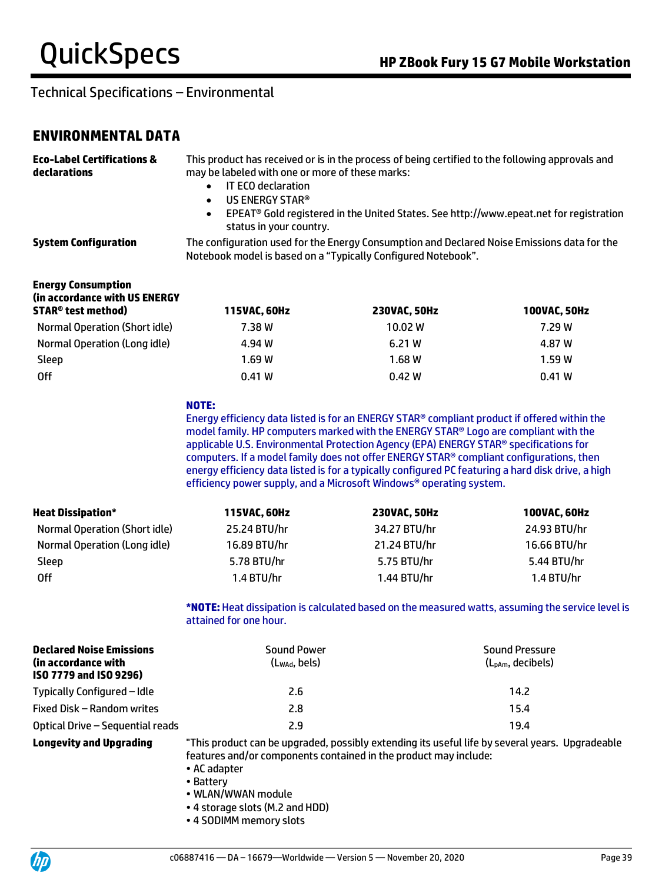## Technical Specifications – Environmental

## ENVIRONMENTAL DATA

**Eco-Label Certifications & declarations**

This product has received or is in the process of being certified to the following approvals and may be labeled with one or more of these marks:

- IT ECO declaration
- US ENERGY STAR®
- EPEAT® Gold registered in the United States. See http://www.epeat.net for registration status in your country.

**System Configuration**

The configuration used for the Energy Consumption and Declared Noise Emissions data for the Notebook model is based on a "Typically Configured Notebook".

| **Energy Consumption (in accordance with US ENERGY STAR® test method)** | **115VAC, 60Hz** | **230VAC, 50Hz** | **100VAC, 50Hz** |
|---|---|---|---|
| Normal Operation (Short idle) | 7.38 W | 10.02 W | 7.29 W |
| Normal Operation (Long idle) | 4.94 W | 6.21 W | 4.87 W |
| Sleep | 1.69 W | 1.68 W | 1.59 W |
| Off | 0.41 W | 0.42 W | 0.41 W |

**NOTE:**
Energy efficiency data listed is for an ENERGY STAR® compliant product if offered within the model family. HP computers marked with the ENERGY STAR® Logo are compliant with the applicable U.S. Environmental Protection Agency (EPA) ENERGY STAR® specifications for computers. If a model family does not offer ENERGY STAR® compliant configurations, then energy efficiency data listed is for a typically configured PC featuring a hard disk drive, a high efficiency power supply, and a Microsoft Windows® operating system.

| **Heat Dissipation*** | **115VAC, 60Hz** | **230VAC, 50Hz** | **100VAC, 60Hz** |
|---|---|---|---|
| Normal Operation (Short idle) | 25.24 BTU/hr | 34.27 BTU/hr | 24.93 BTU/hr |
| Normal Operation (Long idle) | 16.89 BTU/hr | 21.24 BTU/hr | 16.66 BTU/hr |
| Sleep | 5.78 BTU/hr | 5.75 BTU/hr | 5.44 BTU/hr |
| Off | 1.4 BTU/hr | 1.44 BTU/hr | 1.4 BTU/hr |

***NOTE:** Heat dissipation is calculated based on the measured watts, assuming the service level is attained for one hour.

| **Declared Noise Emissions (in accordance with ISO 7779 and ISO 9296)** | Sound Power ($L_{WAd}$, bels) | Sound Pressure ($L_{pAm}$, decibels) |
|---|---|---|
| Typically Configured – Idle | 2.6 | 14.2 |
| Fixed Disk – Random writes | 2.8 | 15.4 |
| Optical Drive – Sequential reads | 2.9 | 19.4 |

**Longevity and Upgrading**

"This product can be upgraded, possibly extending its useful life by several years. Upgradeable features and/or components contained in the product may include:

- AC adapter
- Battery
- WLAN/WWAN module
- 4 storage slots (M.2 and HDD)
- 4 SODIMM memory slots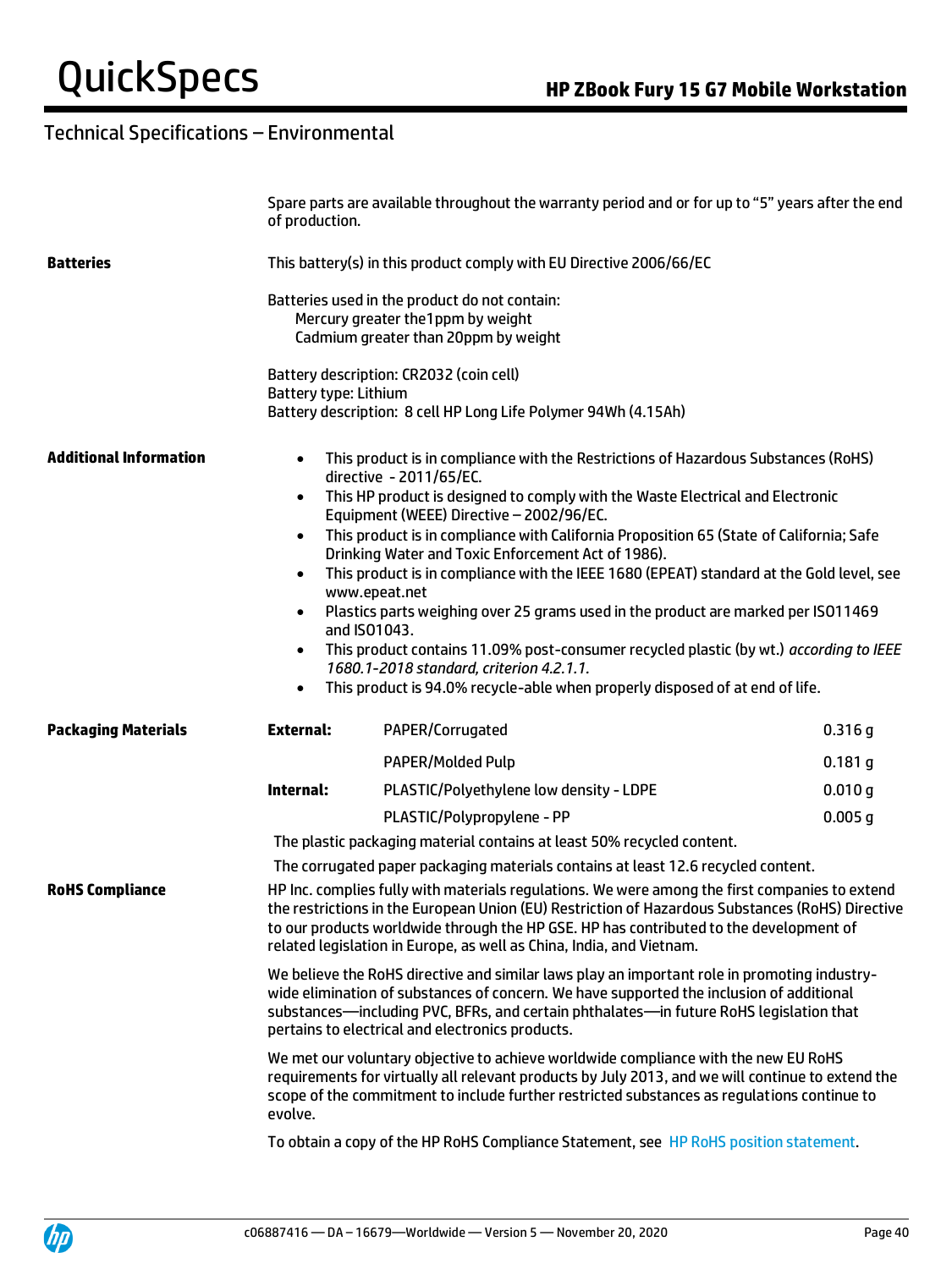## Technical Specifications – Environmental

Spare parts are available throughout the warranty period and or for up to "5" years after the end of production.

**Batteries**

This battery(s) in this product comply with EU Directive 2006/66/EC

Batteries used in the product do not contain:
- Mercury greater the1ppm by weight
- Cadmium greater than 20ppm by weight

Battery description: CR2032 (coin cell)
Battery type: Lithium
Battery description: 8 cell HP Long Life Polymer 94Wh (4.15Ah)

**Additional Information**

- This product is in compliance with the Restrictions of Hazardous Substances (RoHS) directive - 2011/65/EC.
- This HP product is designed to comply with the Waste Electrical and Electronic Equipment (WEEE) Directive – 2002/96/EC.
- This product is in compliance with California Proposition 65 (State of California; Safe Drinking Water and Toxic Enforcement Act of 1986).
- This product is in compliance with the IEEE 1680 (EPEAT) standard at the Gold level, see www.epeat.net
- Plastics parts weighing over 25 grams used in the product are marked per ISO11469 and ISO1043.
- This product contains 11.09% post-consumer recycled plastic (by wt.) *according to IEEE 1680.1-2018 standard, criterion 4.2.1.1.*
- This product is 94.0% recycle-able when properly disposed of at end of life.

**Packaging Materials**

| | | |
|---|---|---|
| **External:** | PAPER/Corrugated | 0.316 g |
| | PAPER/Molded Pulp | 0.181 g |
| **Internal:** | PLASTIC/Polyethylene low density - LDPE | 0.010 g |
| | PLASTIC/Polypropylene - PP | 0.005 g |

The plastic packaging material contains at least 50% recycled content.

The corrugated paper packaging materials contains at least 12.6 recycled content.

**RoHS Compliance**

HP Inc. complies fully with materials regulations. We were among the first companies to extend the restrictions in the European Union (EU) Restriction of Hazardous Substances (RoHS) Directive to our products worldwide through the HP GSE. HP has contributed to the development of related legislation in Europe, as well as China, India, and Vietnam.

We believe the RoHS directive and similar laws play an important role in promoting industry-wide elimination of substances of concern. We have supported the inclusion of additional substances—including PVC, BFRs, and certain phthalates—in future RoHS legislation that pertains to electrical and electronics products.

We met our voluntary objective to achieve worldwide compliance with the new EU RoHS requirements for virtually all relevant products by July 2013, and we will continue to extend the scope of the commitment to include further restricted substances as regulations continue to evolve.

To obtain a copy of the HP RoHS Compliance Statement, see HP RoHS position statement.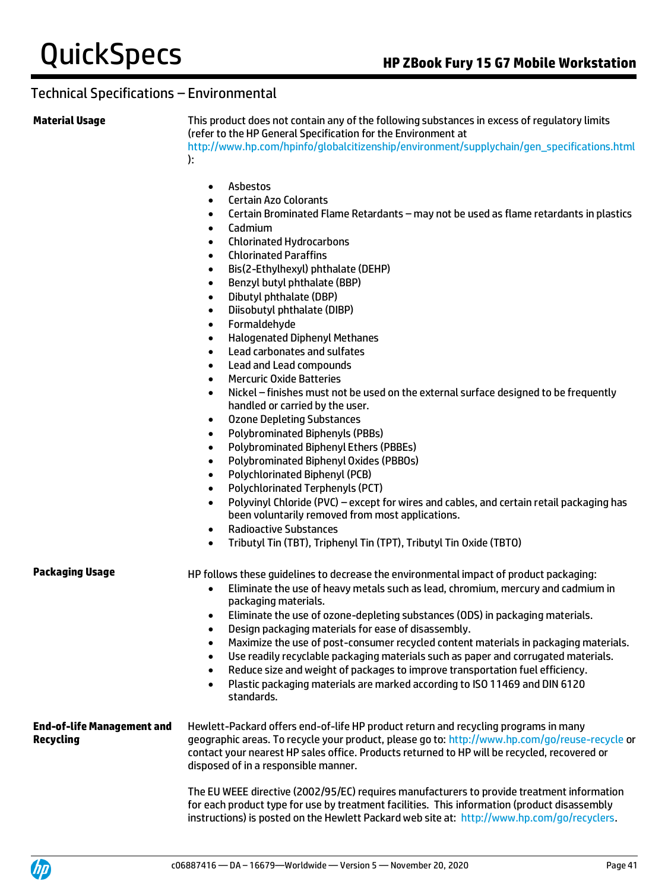## Technical Specifications – Environmental

**Material Usage**

This product does not contain any of the following substances in excess of regulatory limits (refer to the HP General Specification for the Environment at http://www.hp.com/hpinfo/globalcitizenship/environment/supplychain/gen_specifications.html ):

- Asbestos
- Certain Azo Colorants
- Certain Brominated Flame Retardants – may not be used as flame retardants in plastics
- Cadmium
- Chlorinated Hydrocarbons
- Chlorinated Paraffins
- Bis(2-Ethylhexyl) phthalate (DEHP)
- Benzyl butyl phthalate (BBP)
- Dibutyl phthalate (DBP)
- Diisobutyl phthalate (DIBP)
- Formaldehyde
- Halogenated Diphenyl Methanes
- Lead carbonates and sulfates
- Lead and Lead compounds
- Mercuric Oxide Batteries
- Nickel – finishes must not be used on the external surface designed to be frequently handled or carried by the user.
- Ozone Depleting Substances
- Polybrominated Biphenyls (PBBs)
- Polybrominated Biphenyl Ethers (PBBEs)
- Polybrominated Biphenyl Oxides (PBBOs)
- Polychlorinated Biphenyl (PCB)
- Polychlorinated Terphenyls (PCT)
- Polyvinyl Chloride (PVC) – except for wires and cables, and certain retail packaging has been voluntarily removed from most applications.
- Radioactive Substances
- Tributyl Tin (TBT), Triphenyl Tin (TPT), Tributyl Tin Oxide (TBTO)

**Packaging Usage**

HP follows these guidelines to decrease the environmental impact of product packaging:

- Eliminate the use of heavy metals such as lead, chromium, mercury and cadmium in packaging materials.
- Eliminate the use of ozone-depleting substances (ODS) in packaging materials.
- Design packaging materials for ease of disassembly.
- Maximize the use of post-consumer recycled content materials in packaging materials.
- Use readily recyclable packaging materials such as paper and corrugated materials.
- Reduce size and weight of packages to improve transportation fuel efficiency.
- Plastic packaging materials are marked according to ISO 11469 and DIN 6120 standards.

**End-of-life Management and Recycling**

Hewlett-Packard offers end-of-life HP product return and recycling programs in many geographic areas. To recycle your product, please go to: http://www.hp.com/go/reuse-recycle or contact your nearest HP sales office. Products returned to HP will be recycled, recovered or disposed of in a responsible manner.

The EU WEEE directive (2002/95/EC) requires manufacturers to provide treatment information for each product type for use by treatment facilities. This information (product disassembly instructions) is posted on the Hewlett Packard web site at: http://www.hp.com/go/recyclers.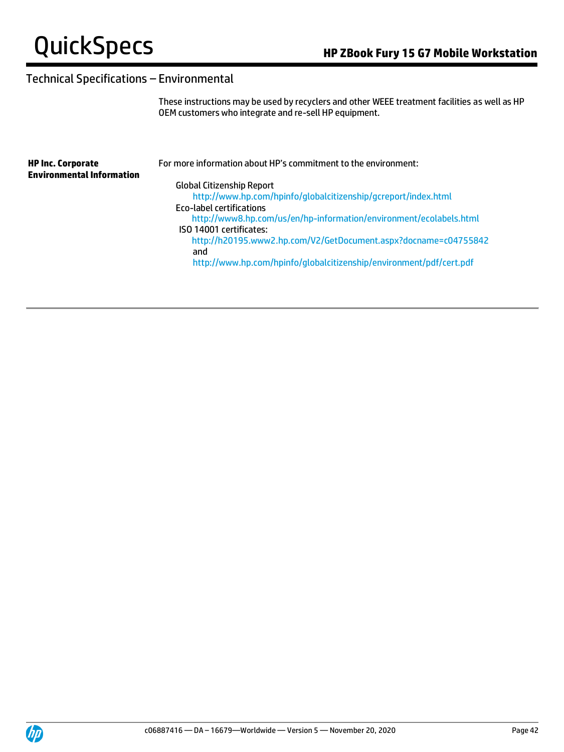## Technical Specifications – Environmental

These instructions may be used by recyclers and other WEEE treatment facilities as well as HP OEM customers who integrate and re-sell HP equipment.

**HP Inc. Corporate Environmental Information**

For more information about HP's commitment to the environment:

- Global Citizenship Report
  - http://www.hp.com/hpinfo/globalcitizenship/gcreport/index.html
- Eco-label certifications
  - http://www8.hp.com/us/en/hp-information/environment/ecolabels.html
- ISO 14001 certificates:
  - http://h20195.www2.hp.com/V2/GetDocument.aspx?docname=c04755842
  - and
  - http://www.hp.com/hpinfo/globalcitizenship/environment/pdf/cert.pdf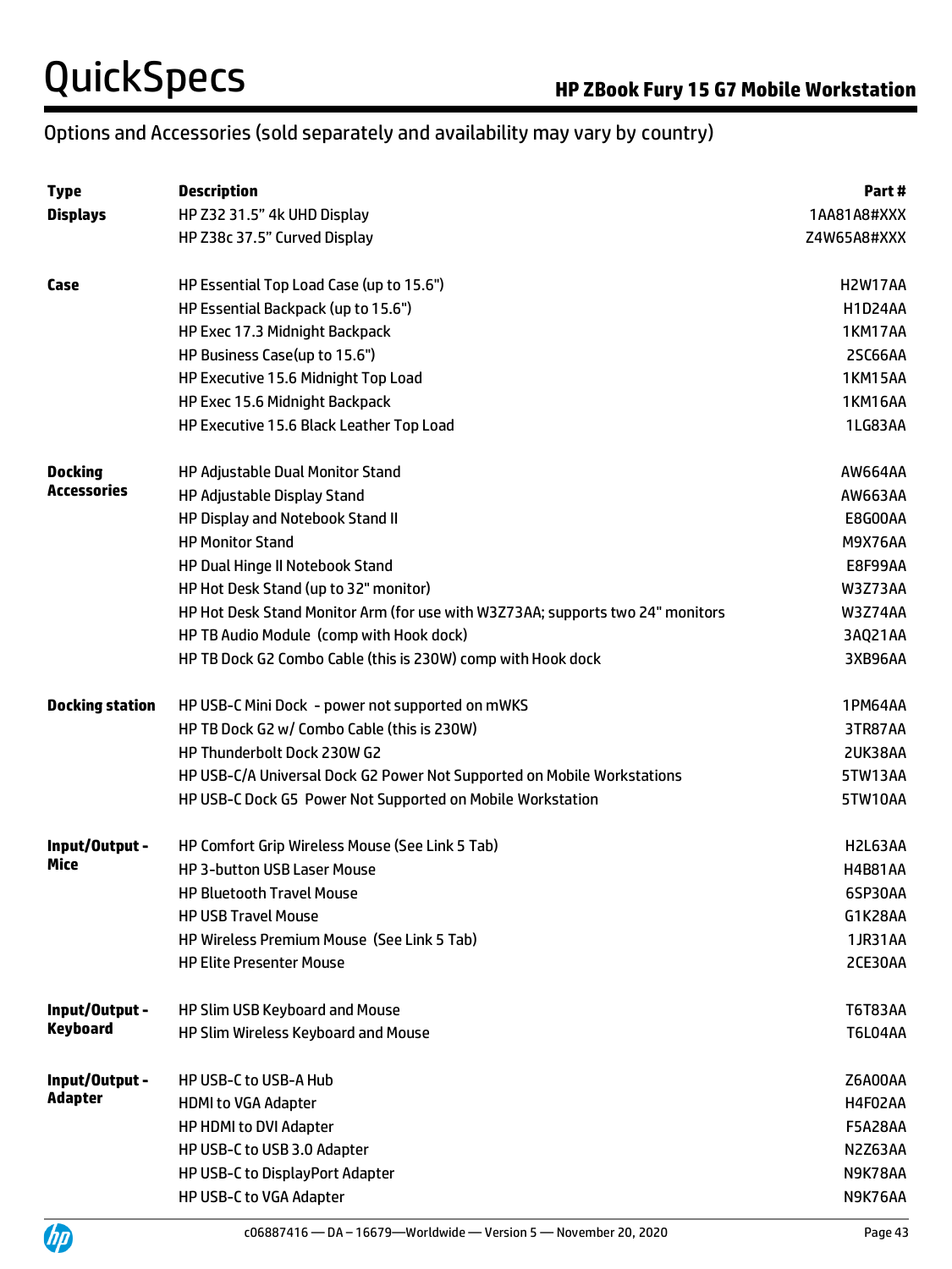## Options and Accessories (sold separately and availability may vary by country)

| Type | Description | Part # |
|---|---|---|
| **Displays** | HP Z32 31.5" 4k UHD Display | 1AA81A8#XXX |
| | HP Z38c 37.5" Curved Display | Z4W65A8#XXX |
| **Case** | HP Essential Top Load Case (up to 15.6") | H2W17AA |
| | HP Essential Backpack (up to 15.6") | H1D24AA |
| | HP Exec 17.3 Midnight Backpack | 1KM17AA |
| | HP Business Case(up to 15.6") | 2SC66AA |
| | HP Executive 15.6 Midnight Top Load | 1KM15AA |
| | HP Exec 15.6 Midnight Backpack | 1KM16AA |
| | HP Executive 15.6 Black Leather Top Load | 1LG83AA |
| **Docking Accessories** | HP Adjustable Dual Monitor Stand | AW664AA |
| | HP Adjustable Display Stand | AW663AA |
| | HP Display and Notebook Stand II | E8G00AA |
| | HP Monitor Stand | M9X76AA |
| | HP Dual Hinge II Notebook Stand | E8F99AA |
| | HP Hot Desk Stand (up to 32" monitor) | W3Z73AA |
| | HP Hot Desk Stand Monitor Arm (for use with W3Z73AA; supports two 24" monitors | W3Z74AA |
| | HP TB Audio Module (comp with Hook dock) | 3AQ21AA |
| | HP TB Dock G2 Combo Cable (this is 230W) comp with Hook dock | 3XB96AA |
| **Docking station** | HP USB-C Mini Dock - power not supported on mWKS | 1PM64AA |
| | HP TB Dock G2 w/ Combo Cable (this is 230W) | 3TR87AA |
| | HP Thunderbolt Dock 230W G2 | 2UK38AA |
| | HP USB-C/A Universal Dock G2 Power Not Supported on Mobile Workstations | 5TW13AA |
| | HP USB-C Dock G5 Power Not Supported on Mobile Workstation | 5TW10AA |
| **Input/Output - Mice** | HP Comfort Grip Wireless Mouse (See Link 5 Tab) | H2L63AA |
| | HP 3-button USB Laser Mouse | H4B81AA |
| | HP Bluetooth Travel Mouse | 6SP30AA |
| | HP USB Travel Mouse | G1K28AA |
| | HP Wireless Premium Mouse (See Link 5 Tab) | 1JR31AA |
| | HP Elite Presenter Mouse | 2CE30AA |
| **Input/Output - Keyboard** | HP Slim USB Keyboard and Mouse | T6T83AA |
| | HP Slim Wireless Keyboard and Mouse | T6L04AA |
| **Input/Output - Adapter** | HP USB-C to USB-A Hub | Z6A00AA |
| | HDMI to VGA Adapter | H4F02AA |
| | HP HDMI to DVI Adapter | F5A28AA |
| | HP USB-C to USB 3.0 Adapter | N2Z63AA |
| | HP USB-C to DisplayPort Adapter | N9K78AA |
| | HP USB-C to VGA Adapter | N9K76AA |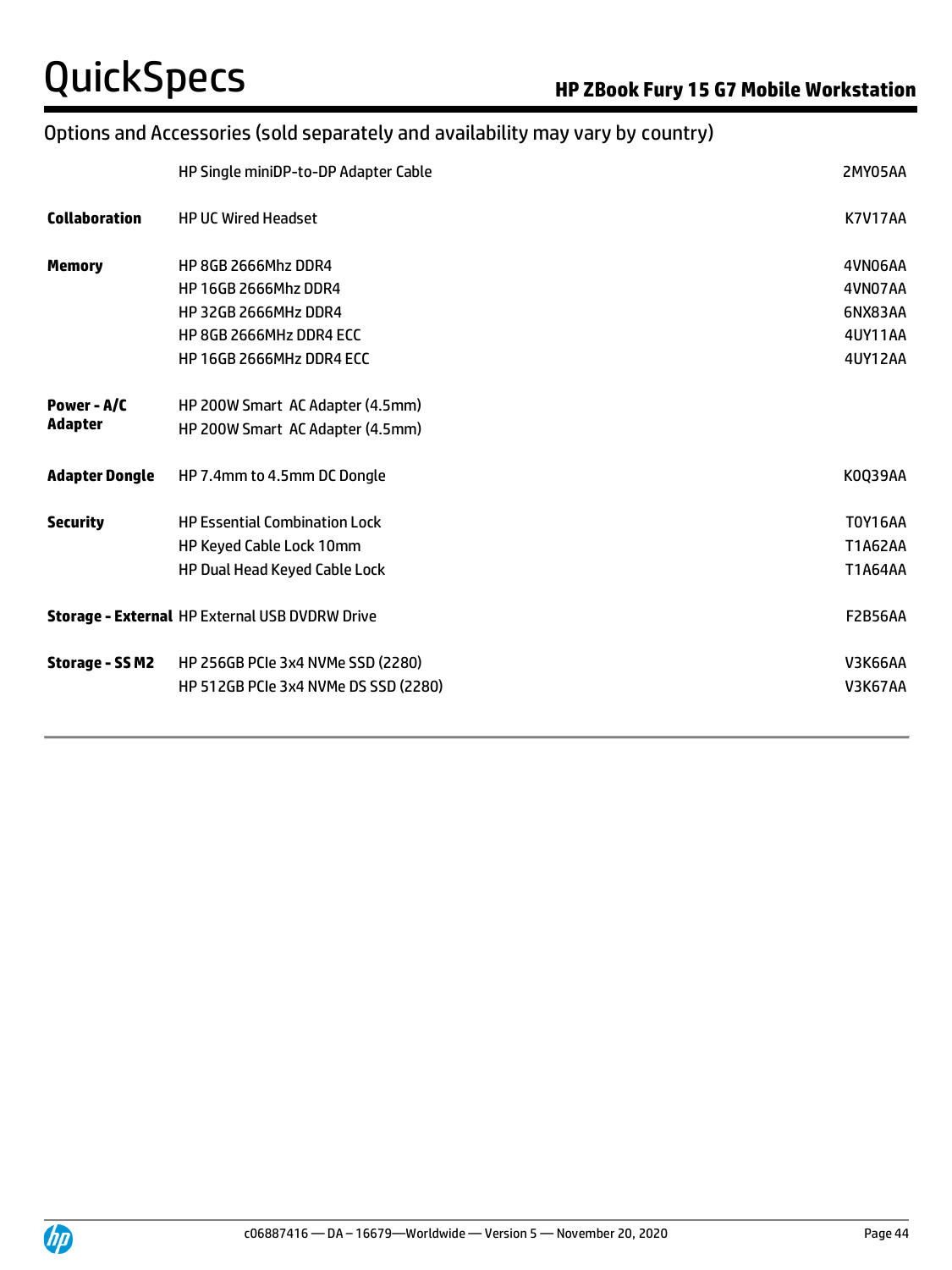## Options and Accessories (sold separately and availability may vary by country)

| | | |
|---|---|---|
| | HP Single miniDP-to-DP Adapter Cable | 2MY05AA |
| **Collaboration** | HP UC Wired Headset | K7V17AA |
| **Memory** | HP 8GB 2666Mhz DDR4 | 4VN06AA |
| | HP 16GB 2666Mhz DDR4 | 4VN07AA |
| | HP 32GB 2666MHz DDR4 | 6NX83AA |
| | HP 8GB 2666MHz DDR4 ECC | 4UY11AA |
| | HP 16GB 2666MHz DDR4 ECC | 4UY12AA |
| **Power - A/C Adapter** | HP 200W Smart AC Adapter (4.5mm) | |
| | HP 200W Smart AC Adapter (4.5mm) | |
| **Adapter Dongle** | HP 7.4mm to 4.5mm DC Dongle | K0Q39AA |
| **Security** | HP Essential Combination Lock | T0Y16AA |
| | HP Keyed Cable Lock 10mm | T1A62AA |
| | HP Dual Head Keyed Cable Lock | T1A64AA |
| **Storage - External** | HP External USB DVDRW Drive | F2B56AA |
| **Storage - SS M2** | HP 256GB PCIe 3x4 NVMe SSD (2280) | V3K66AA |
| | HP 512GB PCIe 3x4 NVMe DS SSD (2280) | V3K67AA |

c06887416 — DA – 16679—Worldwide — Version 5 — November 20, 2020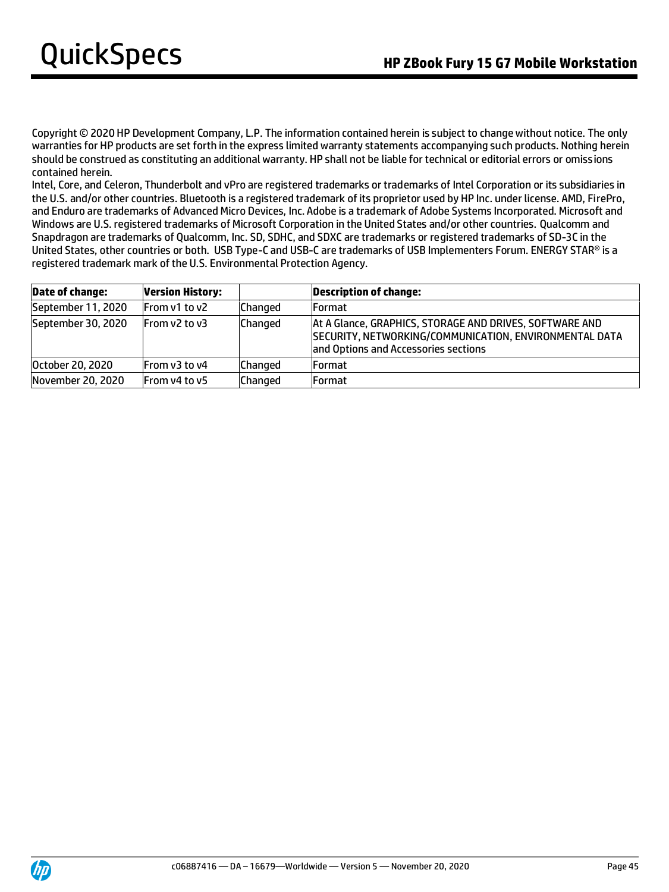Copyright © 2020 HP Development Company, L.P. The information contained herein is subject to change without notice. The only warranties for HP products are set forth in the express limited warranty statements accompanying such products. Nothing herein should be construed as constituting an additional warranty. HP shall not be liable for technical or editorial errors or omissions contained herein.

Intel, Core, and Celeron, Thunderbolt and vPro are registered trademarks or trademarks of Intel Corporation or its subsidiaries in the U.S. and/or other countries. Bluetooth is a registered trademark of its proprietor used by HP Inc. under license. AMD, FirePro, and Enduro are trademarks of Advanced Micro Devices, Inc. Adobe is a trademark of Adobe Systems Incorporated. Microsoft and Windows are U.S. registered trademarks of Microsoft Corporation in the United States and/or other countries. Qualcomm and Snapdragon are trademarks of Qualcomm, Inc. SD, SDHC, and SDXC are trademarks or registered trademarks of SD-3C in the United States, other countries or both. USB Type-C and USB-C are trademarks of USB Implementers Forum. ENERGY STAR® is a registered trademark mark of the U.S. Environmental Protection Agency.

| **Date of change:** | **Version History:** | | **Description of change:** |
|---|---|---|---|
| September 11, 2020 | From v1 to v2 | Changed | Format |
| September 30, 2020 | From v2 to v3 | Changed | At A Glance, GRAPHICS, STORAGE AND DRIVES, SOFTWARE AND SECURITY, NETWORKING/COMMUNICATION, ENVIRONMENTAL DATA and Options and Accessories sections |
| October 20, 2020 | From v3 to v4 | Changed | Format |
| November 20, 2020 | From v4 to v5 | Changed | Format |